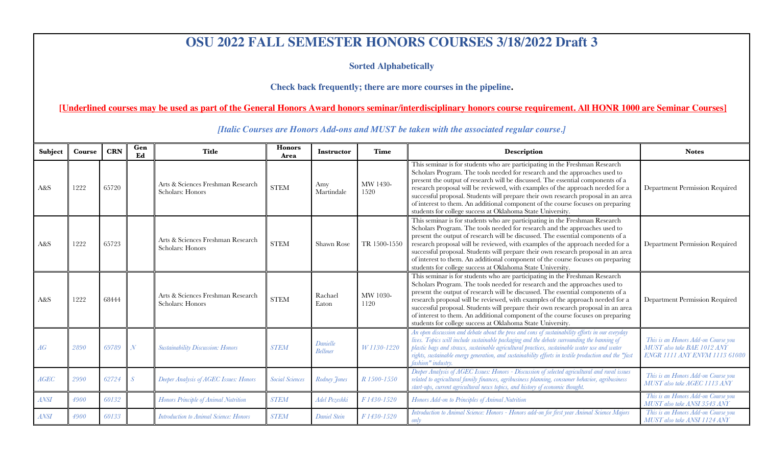# OSU 2022 FALL SEMESTER HONORS COURSES 3/18/2022 Draft 3

**Sorted Alphabetically**

**Check back frequently; there are more courses in the pipeline.**

**[Underlined courses may be used as part of the General Honors Award honors seminar/interdisciplinary honors course requirement. All HONR 1000 are Seminar Courses]**

***[Italic Courses are Honors Add-ons and MUST be taken with the associated regular course.]***

| Subject | Course | CRN | Gen Ed | Title | Honors Area | Instructor | Time | Description | Notes |
|---|---|---|---|---|---|---|---|---|---|
| A&S | 1222 | 65720 | | Arts & Sciences Freshman Research Scholars: Honors | STEM | Amy Martindale | MW 1430-1520 | This seminar is for students who are participating in the Freshman Research Scholars Program. The tools needed for research and the approaches used to present the output of research will be discussed. The essential components of a research proposal will be reviewed, with examples of the approach needed for a successful proposal. Students will prepare their own research proposal in an area of interest to them. An additional component of the course focuses on preparing students for college success at Oklahoma State University. | Department Permission Required |
| A&S | 1222 | 65723 | | Arts & Sciences Freshman Research Scholars: Honors | STEM | Shawn Rose | TR 1500-1550 | This seminar is for students who are participating in the Freshman Research Scholars Program. The tools needed for research and the approaches used to present the output of research will be discussed. The essential components of a research proposal will be reviewed, with examples of the approach needed for a successful proposal. Students will prepare their own research proposal in an area of interest to them. An additional component of the course focuses on preparing students for college success at Oklahoma State University. | Department Permission Required |
| A&S | 1222 | 68444 | | Arts & Sciences Freshman Research Scholars: Honors | STEM | Rachael Eaton | MW 1030-1120 | This seminar is for students who are participating in the Freshman Research Scholars Program. The tools needed for research and the approaches used to present the output of research will be discussed. The essential components of a research proposal will be reviewed, with examples of the approach needed for a successful proposal. Students will prepare their own research proposal in an area of interest to them. An additional component of the course focuses on preparing students for college success at Oklahoma State University. | Department Permission Required |
| *AG* | *2890* | *69789* | *N* | *Sustainability Discussion: Honors* | *STEM* | *Danielle Bellmer* | *W 1130-1220* | *An open discussion and debate about the pros and cons of sustainability efforts in our everyday lives. Topics will include sustainable packaging and the debate surrounding the banning of plastic bags and straws, sustainable agricultural practices, sustainable water use and water rights, sustainable energy generation, and sustainability efforts in textile production and the "fast fashion" industry.* | *This is an Honors Add-on Course you MUST also take BAE 1012 ANY ENGR 1111 ANY ENVM 1113 61080* |
| *AGEC* | *2990* | *62724* | *S* | *Deeper Analysis of AGEC Issues: Honors* | *Social Sciences* | *Rodney Jones* | *R 1500-1550* | *Deeper Analysis of AGEC Issues: Honors - Discussion of selected agricultural and rural issues related to agricultural family finances, agribusiness planning, consumer behavior, agribusiness start-ups, current agricultural news topics, and history of economic thought.* | *This is an Honors Add-on Course you MUST also take AGEC 1113 ANY* |
| *ANSI* | *4900* | *60132* | | *Honors Principle of Animal Nutrition* | *STEM* | *Adel Pezeshki* | *F 1430-1520* | *Honors Add-on to Principles of Animal Nutrition* | *This is an Honors Add-on Course you MUST also take ANSI 3543 ANY* |
| *ANSI* | *4900* | *60133* | | *Introduction to Animal Science: Honors* | *STEM* | *Daniel Stein* | *F 1430-1520* | *Introduction to Animal Science: Honors - Honors add-on for first year Animal Science Majors only* | *This is an Honors Add-on Course you MUST also take ANSI 1124 ANY* |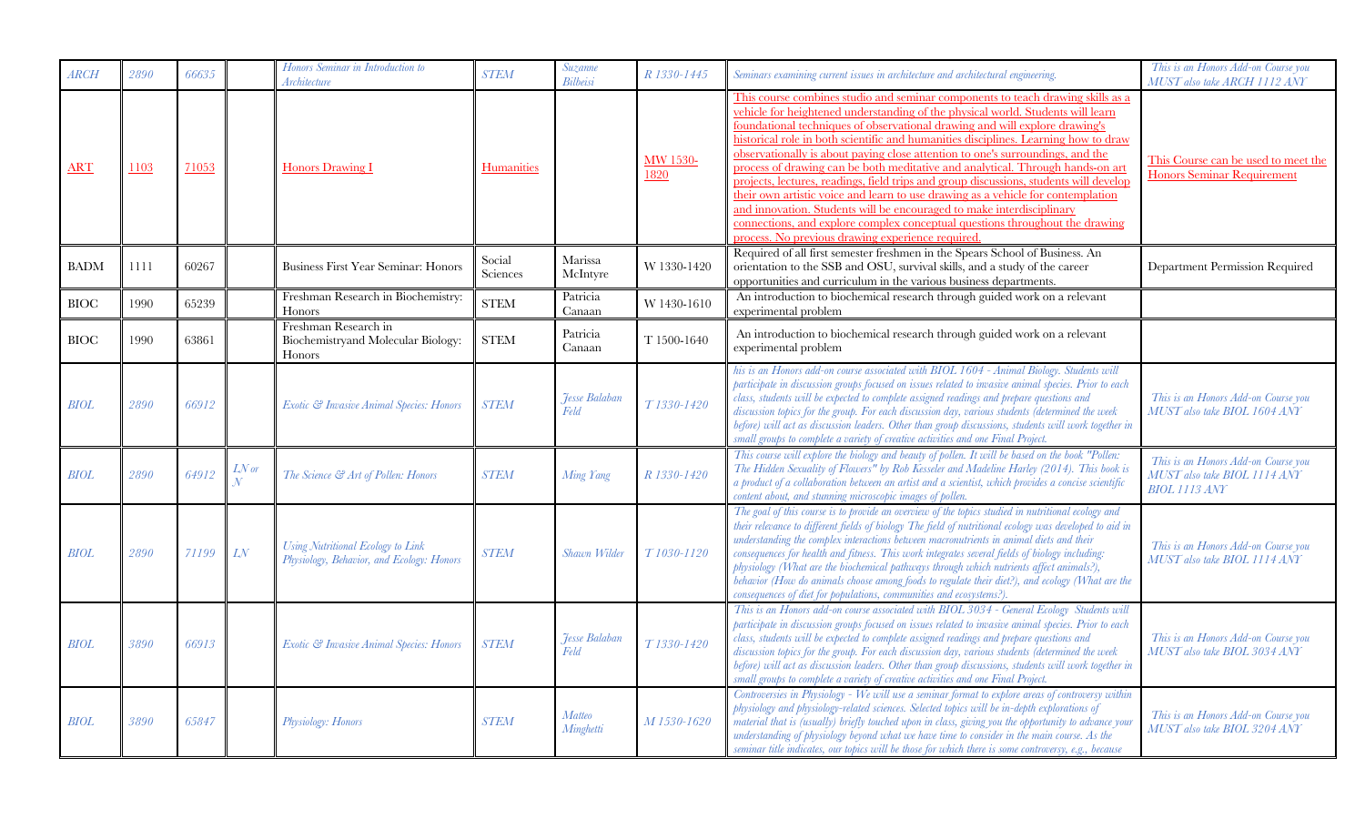| ARCH | 2890 | 66635 | | Honors Seminar in Introduction to Architecture | STEM | Suzanne Bilbeisi | R 1330-1445 | Seminars examining current issues in architecture and architectural engineering. | This is an Honors Add-on Course you MUST also take ARCH 1112 ANY |
|---|---|---|---|---|---|---|---|---|---|
| ART | 1103 | 71053 | | Honors Drawing I | Humanities | | MW 1530-1820 | This course combines studio and seminar components to teach drawing skills as a vehicle for heightened understanding of the physical world. Students will learn foundational techniques of observational drawing and will explore drawing's historical role in both scientific and humanities disciplines. Learning how to draw observationally is about paying close attention to one's surroundings, and the process of drawing can be both meditative and analytical. Through hands-on art projects, lectures, readings, field trips and group discussions, students will develop their own artistic voice and learn to use drawing as a vehicle for contemplation and innovation. Students will be encouraged to make interdisciplinary connections, and explore complex conceptual questions throughout the drawing process. No previous drawing experience required. | This Course can be used to meet the Honors Seminar Requirement |
| BADM | 1111 | 60267 | | Business First Year Seminar: Honors | Social Sciences | Marissa McIntyre | W 1330-1420 | Required of all first semester freshmen in the Spears School of Business. An orientation to the SSB and OSU, survival skills, and a study of the career opportunities and curriculum in the various business departments. | Department Permission Required |
| BIOC | 1990 | 65239 | | Freshman Research in Biochemistry: Honors | STEM | Patricia Canaan | W 1430-1610 | An introduction to biochemical research through guided work on a relevant experimental problem | |
| BIOC | 1990 | 63861 | | Freshman Research in Biochemistryand Molecular Biology: Honors | STEM | Patricia Canaan | T 1500-1640 | An introduction to biochemical research through guided work on a relevant experimental problem | |
| BIOL | 2890 | 66912 | | Exotic & Invasive Animal Species: Honors | STEM | Jesse Balaban Feld | T 1330-1420 | his is an Honors add-on course associated with BIOL 1604 - Animal Biology. Students will participate in discussion groups focused on issues related to invasive animal species. Prior to each class, students will be expected to complete assigned readings and prepare questions and discussion topics for the group. For each discussion day, various students (determined the week before) will act as discussion leaders. Other than group discussions, students will work together in small groups to complete a variety of creative activities and one Final Project. | This is an Honors Add-on Course you MUST also take BIOL 1604 ANY |
| BIOL | 2890 | 64912 | LN or N | The Science & Art of Pollen: Honors | STEM | Ming Yang | R 1330-1420 | This course will explore the biology and beauty of pollen. It will be based on the book "Pollen: The Hidden Sexuality of Flowers" by Rob Kesseler and Madeline Harley (2014). This book is a product of a collaboration between an artist and a scientist, which provides a concise scientific content about, and stunning microscopic images of pollen. | This is an Honors Add-on Course you MUST also take BIOL 1114 ANY BIOL 1113 ANY |
| BIOL | 2890 | 71199 | LN | Using Nutritional Ecology to Link Physiology, Behavior, and Ecology: Honors | STEM | Shawn Wilder | T 1030-1120 | The goal of this course is to provide an overview of the topics studied in nutritional ecology and their relevance to different fields of biology The field of nutritional ecology was developed to aid in understanding the complex interactions between macronutrients in animal diets and their consequences for health and fitness. This work integrates several fields of biology including: physiology (What are the biochemical pathways through which nutrients affect animals?), behavior (How do animals choose among foods to regulate their diet?), and ecology (What are the consequences of diet for populations, communities and ecosystems?). | This is an Honors Add-on Course you MUST also take BIOL 1114 ANY |
| BIOL | 3890 | 66913 | | Exotic & Invasive Animal Species: Honors | STEM | Jesse Balaban Feld | T 1330-1420 | This is an Honors add-on course associated with BIOL 3034 - General Ecology Students will participate in discussion groups focused on issues related to invasive animal species. Prior to each class, students will be expected to complete assigned readings and prepare questions and discussion topics for the group. For each discussion day, various students (determined the week before) will act as discussion leaders. Other than group discussions, students will work together in small groups to complete a variety of creative activities and one Final Project. | This is an Honors Add-on Course you MUST also take BIOL 3034 ANY |
| BIOL | 3890 | 65847 | | Physiology: Honors | STEM | Matteo Minghetti | M 1530-1620 | Controversies in Physiology - We will use a seminar format to explore areas of controversy within physiology and physiology-related sciences. Selected topics will be in-depth explorations of material that is (usually) briefly touched upon in class, giving you the opportunity to advance your understanding of physiology beyond what we have time to consider in the main course. As the seminar title indicates, our topics will be those for which there is some controversy, e.g., because | This is an Honors Add-on Course you MUST also take BIOL 3204 ANY |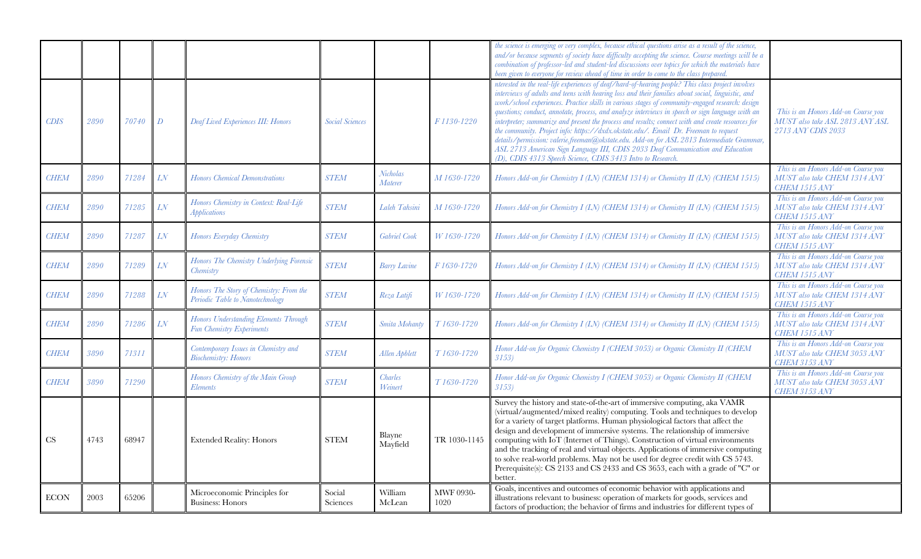| | | | | | | | | | |
|---|---|---|---|---|---|---|---|---|---|
| | | | | | | | | *the science is emerging or very complex, because ethical questions arise as a result of the science, and/or because segments of society have difficulty accepting the science. Course meetings will be a combination of professor-led and student-led discussions over topics for which the materials have been given to everyone for review ahead of time in order to come to the class prepared.* | |
| *CDIS* | *2890* | *70740* | *D* | *Deaf Lived Experiences III: Honors* | *Social Sciences* | | *F 1130-1220* | *nterested in the real-life experiences of deaf/hard-of-hearing people? This class project involves interviews of adults and teens with hearing loss and their families about social, linguistic, and work/school experiences. Practice skills in various stages of community-engaged research: design questions; conduct, annotate, process, and analyze interviews in speech or sign language with an interpreter; summarize and present the process and results; connect with and create resources for the community. Project info: https://dxdx.okstate.edu/. Email Dr. Freeman to request details/permission: valerie.freeman@okstate.edu. Add-on for ASL 2813 Intermediate Grammar, ASL 2713 American Sign Language III, CDIS 2033 Deaf Communication and Education (D), CDIS 4313 Speech Science, CDIS 3413 Intro to Research.* | *This is an Honors Add-on Course you MUST also take ASL 2813 ANY ASL 2713 ANY CDIS 2033* |
| *CHEM* | *2890* | *71284* | *LN* | *Honors Chemical Demonstrations* | *STEM* | *Nicholas Materer* | *M 1630-1720* | *Honors Add-on for Chemistry I (LN) (CHEM 1314) or Chemistry II (LN) (CHEM 1515)* | *This is an Honors Add-on Course you MUST also take CHEM 1314 ANY CHEM 1515 ANY* |
| *CHEM* | *2890* | *71285* | *LN* | *Honors Chemistry in Context: Real-Life Applications* | *STEM* | *Laleh Tahsini* | *M 1630-1720* | *Honors Add-on for Chemistry I (LN) (CHEM 1314) or Chemistry II (LN) (CHEM 1515)* | *This is an Honors Add-on Course you MUST also take CHEM 1314 ANY CHEM 1515 ANY* |
| *CHEM* | *2890* | *71287* | *LN* | *Honors Everyday Chemistry* | *STEM* | *Gabriel Cook* | *W 1630-1720* | *Honors Add-on for Chemistry I (LN) (CHEM 1314) or Chemistry II (LN) (CHEM 1515)* | *This is an Honors Add-on Course you MUST also take CHEM 1314 ANY CHEM 1515 ANY* |
| *CHEM* | *2890* | *71289* | *LN* | *Honors The Chemistry Underlying Forensic Chemistry* | *STEM* | *Barry Lavine* | *F 1630-1720* | *Honors Add-on for Chemistry I (LN) (CHEM 1314) or Chemistry II (LN) (CHEM 1515)* | *This is an Honors Add-on Course you MUST also take CHEM 1314 ANY CHEM 1515 ANY* |
| *CHEM* | *2890* | *71288* | *LN* | *Honors The Story of Chemistry: From the Periodic Table to Nanotechnology* | *STEM* | *Reza Latifi* | *W 1630-1720* | *Honors Add-on for Chemistry I (LN) (CHEM 1314) or Chemistry II (LN) (CHEM 1515)* | *This is an Honors Add-on Course you MUST also take CHEM 1314 ANY CHEM 1515 ANY* |
| *CHEM* | *2890* | *71286* | *LN* | *Honors Understanding Elements Through Fun Chemistry Experiments* | *STEM* | *Smita Mohanty* | *T 1630-1720* | *Honors Add-on for Chemistry I (LN) (CHEM 1314) or Chemistry II (LN) (CHEM 1515)* | *This is an Honors Add-on Course you MUST also take CHEM 1314 ANY CHEM 1515 ANY* |
| *CHEM* | *3890* | *71311* | | *Contemporary Issues in Chemistry and Biochemistry: Honors* | *STEM* | *Allen Apblett* | *T 1630-1720* | *Honor Add-on for Organic Chemistry I (CHEM 3053) or Organic Chemistry II (CHEM 3153)* | *This is an Honors Add-on Course you MUST also take CHEM 3053 ANY CHEM 3153 ANY* |
| *CHEM* | *3890* | *71290* | | *Honors Chemistry of the Main Group Elements* | *STEM* | *Charles Weinert* | *T 1630-1720* | *Honor Add-on for Organic Chemistry I (CHEM 3053) or Organic Chemistry II (CHEM 3153)* | *This is an Honors Add-on Course you MUST also take CHEM 3053 ANY CHEM 3153 ANY* |
| CS | 4743 | 68947 | | Extended Reality: Honors | STEM | Blayne Mayfield | TR 1030-1145 | Survey the history and state-of-the-art of immersive computing, aka VAMR (virtual/augmented/mixed reality) computing. Tools and techniques to develop for a variety of target platforms. Human physiological factors that affect the design and development of immersive systems. The relationship of immersive computing with IoT (Internet of Things). Construction of virtual environments and the tracking of real and virtual objects. Applications of immersive computing to solve real-world problems. May not be used for degree credit with CS 5743. Prerequisite(s): CS 2133 and CS 2433 and CS 3653, each with a grade of "C" or better. | |
| ECON | 2003 | 65206 | | Microeconomic Principles for Business: Honors | Social Sciences | William McLean | MWF 0930-1020 | Goals, incentives and outcomes of economic behavior with applications and illustrations relevant to business: operation of markets for goods, services and factors of production; the behavior of firms and industries for different types of | |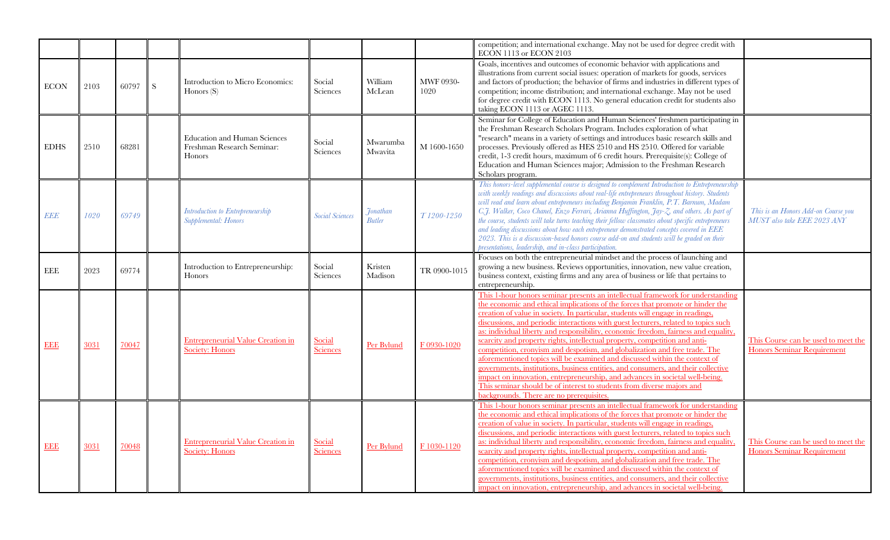| | | | | | | | | | |
|---|---|---|---|---|---|---|---|---|---|
| | | | | | | | | competition; and international exchange. May not be used for degree credit with ECON 1113 or ECON 2103 | |
| ECON | 2103 | 60797 | S | Introduction to Micro Economics: Honors (S) | Social Sciences | William McLean | MWF 0930-1020 | Goals, incentives and outcomes of economic behavior with applications and illustrations from current social issues: operation of markets for goods, services and factors of production; the behavior of firms and industries in different types of competition; income distribution; and international exchange. May not be used for degree credit with ECON 1113 or ECON 2103. No general education credit for students also taking ECON 1113 or AGEC 1113. | |
| EDHS | 2510 | 68281 | | Education and Human Sciences Freshman Research Seminar: Honors | Social Sciences | Mwarumba Mwavita | M 1600-1650 | Seminar for College of Education and Human Sciences' freshmen participating in the Freshman Research Scholars Program. Includes exploration of what "research" means in a variety of settings and introduces basic research skills and processes. Previously offered as HES 2510 and HS 2510. Offered for variable credit, 1-3 credit hours, maximum of 6 credit hours. Prerequisite(s): College of Education and Human Sciences major; Admission to the Freshman Research Scholars program. | |
| *EEE* | *1020* | *69749* | | *Introduction to Entrepreneurship Supplemental: Honors* | *Social Sciences* | *Jonathan Butler* | *T 1200-1250* | *This honors-level supplemental course is designed to complement Introduction to Entrepreneurship with weekly readings and discussions about real-life entrepreneurs throughout history. Students will read and learn about entrepreneurs including Benjamin Franklin, P.T. Barnum, Madam C.J. Walker, Coco Chanel, Enzo Ferrari, Arianna Huffington, Jay-Z, and others. As part of the course, students will take turns teaching their fellow classmates about specific entrepreneurs and leading discussions about how each entrepreneur demonstrated concepts covered in EEE 2023. This is a discussion-based honors course add-on and students will be graded on their presentations, leadership, and in-class participation.* | *This is an Honors Add-on Course you MUST also take EEE 2023 ANY* |
| EEE | 2023 | 69774 | | Introduction to Entrepreneurship: Honors | Social Sciences | Kristen Madison | TR 0900-1015 | Focuses on both the entrepreneurial mindset and the process of launching and growing a new business. Reviews opportunities, innovation, new value creation, business context, existing firms and any area of business or life that pertains to entrepreneurship. | |
| EEE | 3031 | 70047 | | Entrepreneurial Value Creation in Society: Honors | Social Sciences | Per Bylund | F 0930-1020 | This 1-hour honors seminar presents an intellectual framework for understanding the economic and ethical implications of the forces that promote or hinder the creation of value in society. In particular, students will engage in readings, discussions, and periodic interactions with guest lecturers, related to topics such as: individual liberty and responsibility, economic freedom, fairness and equality, scarcity and property rights, intellectual property, competition and anti-competition, cronyism and despotism, and globalization and free trade. The aforementioned topics will be examined and discussed within the context of governments, institutions, business entities, and consumers, and their collective impact on innovation, entrepreneurship, and advances in societal well-being. This seminar should be of interest to students from diverse majors and backgrounds. There are no prerequisites. | This Course can be used to meet the Honors Seminar Requirement |
| EEE | 3031 | 70048 | | Entrepreneurial Value Creation in Society: Honors | Social Sciences | Per Bylund | F 1030-1120 | This 1-hour honors seminar presents an intellectual framework for understanding the economic and ethical implications of the forces that promote or hinder the creation of value in society. In particular, students will engage in readings, discussions, and periodic interactions with guest lecturers, related to topics such as: individual liberty and responsibility, economic freedom, fairness and equality, scarcity and property rights, intellectual property, competition and anti-competition, cronyism and despotism, and globalization and free trade. The aforementioned topics will be examined and discussed within the context of governments, institutions, business entities, and consumers, and their collective impact on innovation, entrepreneurship, and advances in societal well-being. | This Course can be used to meet the Honors Seminar Requirement |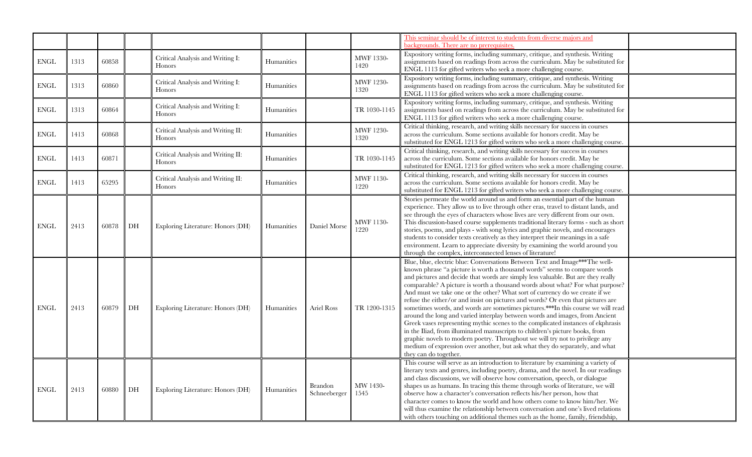|  |  |  |  |  |  |  |  |  |  |
|---|---|---|---|---|---|---|---|---|---|
|  |  |  |  |  |  |  |  | This seminar should be of interest to students from diverse majors and backgrounds. There are no prerequisites. |  |
| ENGL | 1313 | 60858 |  | Critical Analysis and Writing I: Honors | Humanities |  | MWF 1330-1420 | Expository writing forms, including summary, critique, and synthesis. Writing assignments based on readings from across the curriculum. May be substituted for ENGL 1113 for gifted writers who seek a more challenging course. |  |
| ENGL | 1313 | 60860 |  | Critical Analysis and Writing I: Honors | Humanities |  | MWF 1230-1320 | Expository writing forms, including summary, critique, and synthesis. Writing assignments based on readings from across the curriculum. May be substituted for ENGL 1113 for gifted writers who seek a more challenging course. |  |
| ENGL | 1313 | 60864 |  | Critical Analysis and Writing I: Honors | Humanities |  | TR 1030-1145 | Expository writing forms, including summary, critique, and synthesis. Writing assignments based on readings from across the curriculum. May be substituted for ENGL 1113 for gifted writers who seek a more challenging course. |  |
| ENGL | 1413 | 60868 |  | Critical Analysis and Writing II: Honors | Humanities |  | MWF 1230-1320 | Critical thinking, research, and writing skills necessary for success in courses across the curriculum. Some sections available for honors credit. May be substituted for ENGL 1213 for gifted writers who seek a more challenging course. |  |
| ENGL | 1413 | 60871 |  | Critical Analysis and Writing II: Honors | Humanities |  | TR 1030-1145 | Critical thinking, research, and writing skills necessary for success in courses across the curriculum. Some sections available for honors credit. May be substituted for ENGL 1213 for gifted writers who seek a more challenging course. |  |
| ENGL | 1413 | 65295 |  | Critical Analysis and Writing II: Honors | Humanities |  | MWF 1130-1220 | Critical thinking, research, and writing skills necessary for success in courses across the curriculum. Some sections available for honors credit. May be substituted for ENGL 1213 for gifted writers who seek a more challenging course. |  |
| ENGL | 2413 | 60878 | DH | Exploring Literature: Honors (DH) | Humanities | Daniel Morse | MWF 1130-1220 | Stories permeate the world around us and form an essential part of the human experience. They allow us to live through other eras, travel to distant lands, and see through the eyes of characters whose lives are very different from our own. This discussion-based course supplements traditional literary forms - such as short stories, poems, and plays - with song lyrics and graphic novels, and encourages students to consider texts creatively as they interpret their meanings in a safe environment. Learn to appreciate diversity by examining the world around you through the complex, interconnected lenses of literature! |  |
| ENGL | 2413 | 60879 | DH | Exploring Literature: Honors (DH) | Humanities | Ariel Ross | TR 1200-1315 | Blue, blue, electric blue: Conversations Between Text and Image***The well-known phrase "a picture is worth a thousand words" seems to compare words and pictures and decide that words are simply less valuable. But are they really comparable? A picture is worth a thousand words about what? For what purpose? And must we take one or the other? What sort of currency do we create if we refuse the either/or and insist on pictures and words? Or even that pictures are sometimes words, and words are sometimes pictures.***In this course we will read around the long and varied interplay between words and images, from Ancient Greek vases representing mythic scenes to the complicated instances of ekphrasis in the Iliad, from illuminated manuscripts to children's picture books, from graphic novels to modern poetry. Throughout we will try not to privilege any medium of expression over another, but ask what they do separately, and what they can do together. |  |
| ENGL | 2413 | 60880 | DH | Exploring Literature: Honors (DH) | Humanities | Brandon Schneeberger | MW 1430-1545 | This course will serve as an introduction to literature by examining a variety of literary texts and genres, including poetry, drama, and the novel. In our readings and class discussions, we will observe how conversation, speech, or dialogue shapes us as humans. In tracing this theme through works of literature, we will observe how a character's conversation reflects his/her person, how that character comes to know the world and how others come to know him/her. We will thus examine the relationship between conversation and one's lived relations with others touching on additional themes such as the home, family, friendship, |  |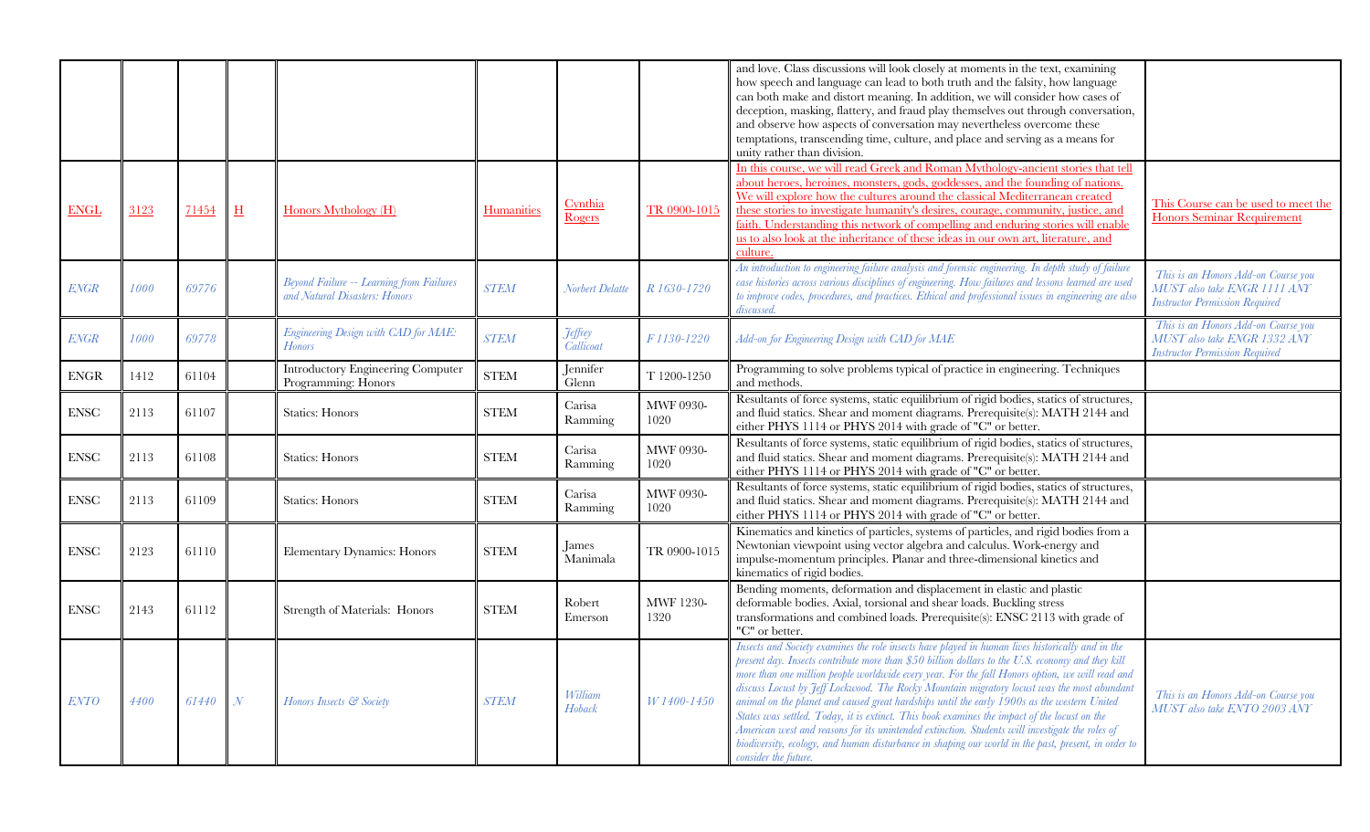| | | | | | | | | | |
|---|---|---|---|---|---|---|---|---|---|
| | | | | | | | | and love. Class discussions will look closely at moments in the text, examining how speech and language can lead to both truth and the falsity, how language can both make and distort meaning. In addition, we will consider how cases of deception, masking, flattery, and fraud play themselves out through conversation, and observe how aspects of conversation may nevertheless overcome these temptations, transcending time, culture, and place and serving as a means for unity rather than division. | |
| ENGL | 3123 | 71454 | H | Honors Mythology (H) | Humanities | Cynthia Rogers | TR 0900-1015 | In this course, we will read Greek and Roman Mythology-ancient stories that tell about heroes, heroines, monsters, gods, goddesses, and the founding of nations. We will explore how the cultures around the classical Mediterranean created these stories to investigate humanity's desires, courage, community, justice, and faith. Understanding this network of compelling and enduring stories will enable us to also look at the inheritance of these ideas in our own art, literature, and culture. | This Course can be used to meet the Honors Seminar Requirement |
| *ENGR* | *1000* | *69776* | | *Beyond Failure -- Learning from Failures and Natural Disasters: Honors* | *STEM* | *Norbert Delatte* | *R 1630-1720* | *An introduction to engineering failure analysis and forensic engineering. In depth study of failure case histories across various disciplines of engineering. How failures and lessons learned are used to improve codes, procedures, and practices. Ethical and professional issues in engineering are also discussed.* | *This is an Honors Add-on Course you MUST also take ENGR 1111 ANY Instructor Permission Required* |
| *ENGR* | *1000* | *69778* | | *Engineering Design with CAD for MAE: Honors* | *STEM* | *Jeffrey Callicoat* | *F 1130-1220* | *Add-on for Engineering Design with CAD for MAE* | *This is an Honors Add-on Course you MUST also take ENGR 1332 ANY Instructor Permission Required* |
| ENGR | 1412 | 61104 | | Introductory Engineering Computer Programming: Honors | STEM | Jennifer Glenn | T 1200-1250 | Programming to solve problems typical of practice in engineering. Techniques and methods. | |
| ENSC | 2113 | 61107 | | Statics: Honors | STEM | Carisa Ramming | MWF 0930-1020 | Resultants of force systems, static equilibrium of rigid bodies, statics of structures, and fluid statics. Shear and moment diagrams. Prerequisite(s): MATH 2144 and either PHYS 1114 or PHYS 2014 with grade of "C" or better. | |
| ENSC | 2113 | 61108 | | Statics: Honors | STEM | Carisa Ramming | MWF 0930-1020 | Resultants of force systems, static equilibrium of rigid bodies, statics of structures, and fluid statics. Shear and moment diagrams. Prerequisite(s): MATH 2144 and either PHYS 1114 or PHYS 2014 with grade of "C" or better. | |
| ENSC | 2113 | 61109 | | Statics: Honors | STEM | Carisa Ramming | MWF 0930-1020 | Resultants of force systems, static equilibrium of rigid bodies, statics of structures, and fluid statics. Shear and moment diagrams. Prerequisite(s): MATH 2144 and either PHYS 1114 or PHYS 2014 with grade of "C" or better. | |
| ENSC | 2123 | 61110 | | Elementary Dynamics: Honors | STEM | James Manimala | TR 0900-1015 | Kinematics and kinetics of particles, systems of particles, and rigid bodies from a Newtonian viewpoint using vector algebra and calculus. Work-energy and impulse-momentum principles. Planar and three-dimensional kinetics and kinematics of rigid bodies. | |
| ENSC | 2143 | 61112 | | Strength of Materials: Honors | STEM | Robert Emerson | MWF 1230-1320 | Bending moments, deformation and displacement in elastic and plastic deformable bodies. Axial, torsional and shear loads. Buckling stress transformations and combined loads. Prerequisite(s): ENSC 2113 with grade of "C" or better. | |
| *ENTO* | *4400* | *61440* | *N* | *Honors Insects & Society* | *STEM* | *William Hoback* | *W 1400-1450* | *Insects and Society examines the role insects have played in human lives historically and in the present day. Insects contribute more than $50 billion dollars to the U.S. economy and they kill more than one million people worldwide every year. For the fall Honors option, we will read and discuss Locust by Jeff Lockwood. The Rocky Mountain migratory locust was the most abundant animal on the planet and caused great hardships until the early 1900s as the western United States was settled. Today, it is extinct. This book examines the impact of the locust on the American west and reasons for its unintended extinction. Students will investigate the roles of biodiversity, ecology, and human disturbance in shaping our world in the past, present, in order to consider the future.* | *This is an Honors Add-on Course you MUST also take ENTO 2003 ANY* |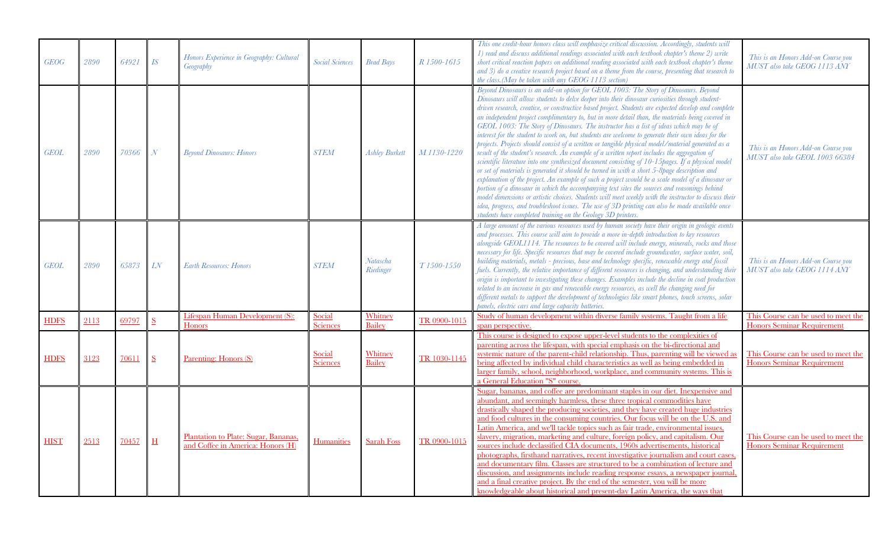| | | | | | | | | | |
|---|---|---|---|---|---|---|---|---|---|
| *GEOG* | *2890* | *64921* | *IS* | *Honors Experience in Geography: Cultural Geography* | *Social Sciences* | *Brad Bays* | *R 1500-1615* | *This one credit-hour honors class will emphasize critical discussion. Accordingly, students will 1) read and discuss additional readings associated with each textbook chapter's theme 2) write short critical reaction papers on additional reading associated with each textbook chapter's theme and 3) do a creative research project based on a theme from the course, presenting that research to the class.(May be taken with any GEOG 1113 section)* | *This is an Honors Add-on Course you MUST also take GEOG 1113 ANY* |
| *GEOL* | *2890* | *70366* | *N* | *Beyond Dinosaurs: Honors* | *STEM* | *Ashley Burkett* | *M 1130-1220* | *Beyond Dinosaurs is an add-on option for GEOL 1003: The Story of Dinosaurs. Beyond Dinosaurs will allow students to delve deeper into their dinosaur curiosities through student-driven research, creative, or constructive based project. Students are expected develop and complete an independent project complimentary to, but in more detail than, the materials being covered in GEOL 1003: The Story of Dinosaurs. The instructor has a list of ideas which may be of interest for the student to work on, but students are welcome to generate their own ideas for the projects. Projects should consist of a written or tangible physical model/material generated as a result of the student's research. An example of a written report includes the aggregation of scientific literature into one synthesized document consisting of 10-15pages. If a physical model or set of materials is generated it should be turned in with a short 5-8page description and explanation of the project. An example of such a project would be a scale model of a dinosaur or portion of a dinosaur in which the accompanying text sites the sources and reasonings behind model dimensions or artistic choices. Students will meet weekly with the instructor to discuss their idea, progress, and troubleshoot issues. The use of 3D printing can also be made available once students have completed training on the Geology 3D printers.* | *This is an Honors Add-on Course you MUST also take GEOL 1003 66384* |
| *GEOL* | *2890* | *65873* | *LN* | *Earth Resources: Honors* | *STEM* | *Natascha Riedinger* | *T 1500-1550* | *A large amount of the various resources used by human society have their origin in geologic events and processes. This course will aim to provide a more in-depth introduction to key resources alongside GEOL1114. The resources to be covered will include energy, minerals, rocks and those necessary for life. Specific resources that may be covered include groundwater, surface water, soil, building materials, metals - precious, base and technology specific, renewable energy and fossil fuels. Currently, the relative importance of different resources is changing, and understanding their origin is important to investigating these changes. Examples include the decline in coal production related to an increase in gas and renewable energy resources, as well the changing need for different metals to support the development of technologies like smart phones, touch screens, solar panels, electric cars and large capacity batteries.* | *This is an Honors Add-on Course you MUST also take GEOG 1114 ANY* |
| HDFS | 2113 | 69797 | S | Lifespan Human Development (S): Honors | Social Sciences | Whitney Bailey | TR 0900-1015 | Study of human development within diverse family systems. Taught from a life span perspective. | This Course can be used to meet the Honors Seminar Requirement |
| HDFS | 3123 | 70611 | S | Parenting: Honors (S) | Social Sciences | Whitney Bailey | TR 1030-1145 | This course is designed to expose upper-level students to the complexities of parenting across the lifespan, with special emphasis on the bi-directional and systemic nature of the parent-child relationship. Thus, parenting will be viewed as being affected by individual child characteristics as well as being embedded in larger family, school, neighborhood, workplace, and community systems. This is a General Education "S" course. | This Course can be used to meet the Honors Seminar Requirement |
| HIST | 2513 | 70457 | H | Plantation to Plate: Sugar, Bananas, and Coffee in America: Honors (H) | Humanities | Sarah Foss | TR 0900-1015 | Sugar, bananas, and coffee are predominant staples in our diet. Inexpensive and abundant, and seemingly harmless, these three tropical commodities have drastically shaped the producing societies, and they have created huge industries and food cultures in the consuming countries. Our focus will be on the U.S. and Latin America, and we'll tackle topics such as fair trade, environmental issues, slavery, migration, marketing and culture, foreign policy, and capitalism. Our sources include declassified CIA documents, 1960s advertisements, historical photographs, firsthand narratives, recent investigative journalism and court cases, and documentary film. Classes are structured to be a combination of lecture and discussion, and assignments include reading response essays, a newspaper journal, and a final creative project. By the end of the semester, you will be more knowledgeable about historical and present-day Latin America, the ways that | This Course can be used to meet the Honors Seminar Requirement |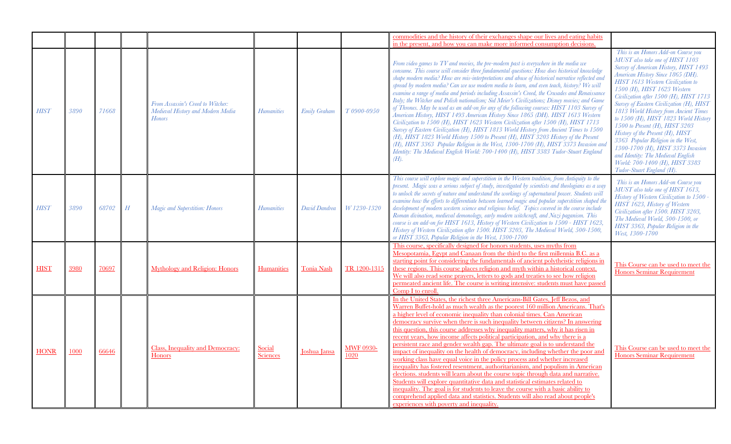| | | | | | | | | | |
|---|---|---|---|---|---|---|---|---|---|
| | | | | | | | | commodities and the history of their exchanges shape our lives and eating habits in the present, and how you can make more informed consumption decisions. | |
| HIST | 3890 | 71668 | | From Assassin's Creed to Witcher: Medieval History and Modern Media Honors | Humanities | Emily Graham | T 0900-0950 | From video games to TV and movies, the pre-modern past is everywhere in the media we consume. This course will consider three fundamental questions: How does historical knowledge shape modern media? How are mis-interpretations and abuse of historical narrative reflected and spread by modern media? Can we use modern media to learn, and even teach, history? We will examine a range of media and periods including Assassin's Creed, the Crusades and Renaissance Italy; the Witcher and Polish nationalism; Sid Meier's Civilizations; Disney movies; and Game of Thrones. May be used as an add-on for any of the following courses: HIST 1103 Survey of American History, HIST 1493 American History Since 1865 (DH). HIST 1613 Western Civilization to 1500 (H), HIST 1623 Western Civilization after 1500 (H), HIST 1713 Survey of Eastern Civilization (H), HIST 1813 World History from Ancient Times to 1500 (H), HIST 1823 World History 1500 to Present (H), HIST 3203 History of the Present (H), HIST 3363 Popular Religion in the West, 1300-1700 (H), HIST 3373 Invasion and Identity: The Medieval English World: 700-1400 (H), HIST 3383 Tudor-Stuart England (H). | This is an Honors Add-on Course you MUST also take one of HIST 1103 Survey of American History, HIST 1493 American History Since 1865 (DH). HIST 1613 Western Civilization to 1500 (H), HIST 1623 Western Civilization after 1500 (H), HIST 1713 Survey of Eastern Civilization (H), HIST 1813 World History from Ancient Times to 1500 (H), HIST 1823 World History 1500 to Present (H), HIST 3203 History of the Present (H), HIST 3363 Popular Religion in the West, 1300-1700 (H), HIST 3373 Invasion and Identity: The Medieval English World: 700-1400 (H), HIST 3383 Tudor-Stuart England (H). |
| HIST | 3890 | 68702 | H | Magic and Superstition: Honors | Humanities | David Dandrea | W 1230-1320 | This course will explore magic and superstition in the Western tradition, from Antiquity to the present. Magic was a serious subject of study, investigated by scientists and theologians as a way to unlock the secrets of nature and understand the workings of supernatural power. Students will examine how the efforts to differentiate between learned magic and popular superstition shaped the development of modern western science and religious belief. Topics covered in the course include Roman divination, medieval demonology, early modern witchcraft, and Nazi paganism. This course is an add-on for HIST 1613, History of Western Civilization to 1500 - HIST 1623, History of Western Civilization after 1500. HIST 3203, The Medieval World, 500-1500, or HIST 3363, Popular Religion in the West, 1300-1700 | This is an Honors Add-on Course you MUST also take one of HIST 1613, History of Western Civilization to 1500 - HIST 1623, History of Western Civilization after 1500. HIST 3203, The Medieval World, 500-1500, or HIST 3363, Popular Religion in the West, 1300-1700 |
| HIST | 3980 | 70697 | | Mythology and Religion: Honors | Humanities | Tonia Nash | TR 1200-1315 | This course, specifically designed for honors students, uses myths from Mesopotamia, Egypt and Canaan from the third to the first millennia B.C. as a starting point for considering the fundamentals of ancient polytheistic religions in these regions. This course places religion and myth within a historical context. We will also read some prayers, letters to gods and treaties to see how religion permeated ancient life. The course is writing intensive: students must have passed Comp I to enroll. | This Course can be used to meet the Honors Seminar Requirement |
| HONR | 1000 | 66646 | | Class, Inequality and Democracy: Honors | Social Sciences | Joshua Jansa | MWF 0930-1020 | In the United States, the richest three Americans-Bill Gates, Jeff Bezos, and Warren Buffet-hold as much wealth as the poorest 160 million Americans. That's a higher level of economic inequality than colonial times. Can American democracy survive when there is such inequality between citizens? In answering this question, this course addresses why inequality matters, why it has risen in recent years, how income affects political participation, and why there is a persistent race and gender wealth gap. The ultimate goal is to understand the impact of inequality on the health of democracy, including whether the poor and working class have equal voice in the policy process and whether increased inequality has fostered resentment, authoritarianism, and populism in American elections. students will learn about the course topic through data and narrative. Students will explore quantitative data and statistical estimates related to inequality. The goal is for students to leave the course with a basic ability to comprehend applied data and statistics. Students will also read about people's experiences with poverty and inequality. | This Course can be used to meet the Honors Seminar Requirement |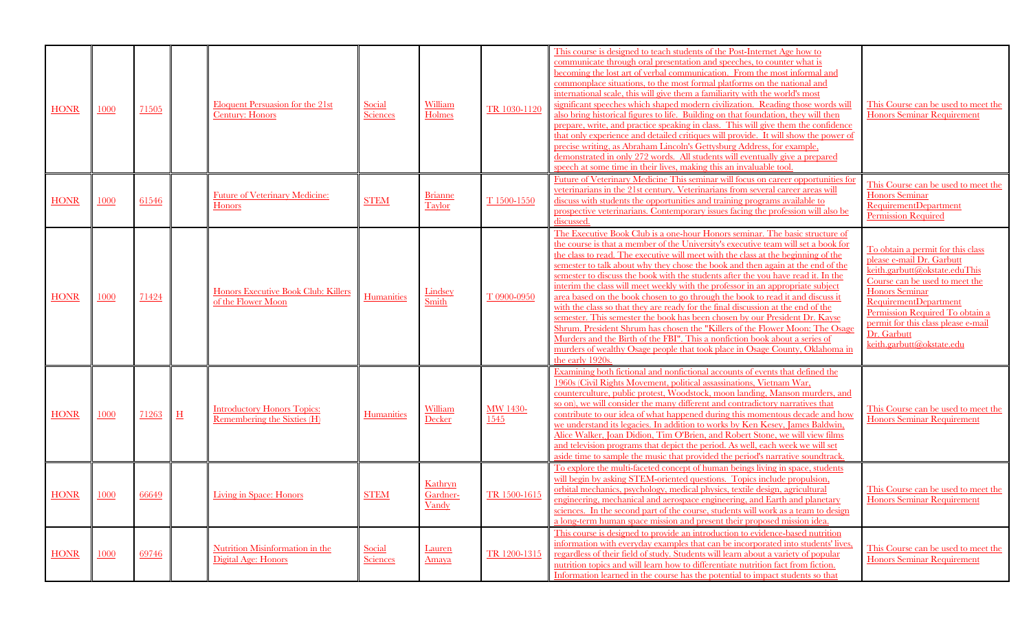| HONR | 1000 | 71505 | | Eloquent Persuasion for the 21st Century: Honors | Social Sciences | William Holmes | TR 1030-1120 | This course is designed to teach students of the Post-Internet Age how to communicate through oral presentation and speeches, to counter what is becoming the lost art of verbal communication. From the most informal and commonplace situations, to the most formal platforms on the national and international scale, this will give them a familiarity with the world's most significant speeches which shaped modern civilization. Reading those words will also bring historical figures to life. Building on that foundation, they will then prepare, write, and practice speaking in class. This will give them the confidence that only experience and detailed critiques will provide. It will show the power of precise writing, as Abraham Lincoln's Gettysburg Address, for example, demonstrated in only 272 words. All students will eventually give a prepared speech at some time in their lives, making this an invaluable tool. | This Course can be used to meet the Honors Seminar Requirement |
|---|---|---|---|---|---|---|---|---|---|
| HONR | 1000 | 61546 | | Future of Veterinary Medicine: Honors | STEM | Brianne Taylor | T 1500-1550 | Future of Veterinary Medicine This seminar will focus on career opportunities for veterinarians in the 21st century. Veterinarians from several career areas will discuss with students the opportunities and training programs available to prospective veterinarians. Contemporary issues facing the profession will also be discussed. | This Course can be used to meet the Honors Seminar RequirementDepartment Permission Required |
| HONR | 1000 | 71424 | | Honors Executive Book Club: Killers of the Flower Moon | Humanities | Lindsey Smith | T 0900-0950 | The Executive Book Club is a one-hour Honors seminar. The basic structure of the course is that a member of the University's executive team will set a book for the class to read. The executive will meet with the class at the beginning of the semester to talk about why they chose the book and then again at the end of the semester to discuss the book with the students after the you have read it. In the interim the class will meet weekly with the professor in an appropriate subject area based on the book chosen to go through the book to read it and discuss it with the class so that they are ready for the final discussion at the end of the semester. This semester the book has been chosen by our President Dr. Kayse Shrum. President Shrum has chosen the "Killers of the Flower Moon: The Osage Murders and the Birth of the FBI". This a nonfiction book about a series of murders of wealthy Osage people that took place in Osage County, Oklahoma in the early 1920s. | To obtain a permit for this class please e-mail Dr. Garbutt keith.garbutt@okstate.eduThis Course can be used to meet the Honors Seminar RequirementDepartment Permission Required To obtain a permit for this class please e-mail Dr. Garbutt keith.garbutt@okstate.edu |
| HONR | 1000 | 71263 | H | Introductory Honors Topics: Remembering the Sixties (H) | Humanities | William Decker | MW 1430-1545 | Examining both fictional and nonfictional accounts of events that defined the 1960s (Civil Rights Movement, political assassinations, Vietnam War, counterculture, public protest, Woodstock, moon landing, Manson murders, and so on), we will consider the many different and contradictory narratives that contribute to our idea of what happened during this momentous decade and how we understand its legacies. In addition to works by Ken Kesey, James Baldwin, Alice Walker, Joan Didion, Tim O'Brien, and Robert Stone, we will view films and television programs that depict the period. As well, each week we will set aside time to sample the music that provided the period's narrative soundtrack. | This Course can be used to meet the Honors Seminar Requirement |
| HONR | 1000 | 66649 | | Living in Space: Honors | STEM | Kathryn Gardner-Vandy | TR 1500-1615 | To explore the multi-faceted concept of human beings living in space, students will begin by asking STEM-oriented questions. Topics include propulsion, orbital mechanics, psychology, medical physics, textile design, agricultural engineering, mechanical and aerospace engineering, and Earth and planetary sciences. In the second part of the course, students will work as a team to design a long-term human space mission and present their proposed mission idea. | This Course can be used to meet the Honors Seminar Requirement |
| HONR | 1000 | 69746 | | Nutrition Misinformation in the Digital Age: Honors | Social Sciences | Lauren Amaya | TR 1200-1315 | This course is designed to provide an introduction to evidence-based nutrition information with everyday examples that can be incorporated into students' lives, regardless of their field of study. Students will learn about a variety of popular nutrition topics and will learn how to differentiate nutrition fact from fiction. Information learned in the course has the potential to impact students so that | This Course can be used to meet the Honors Seminar Requirement |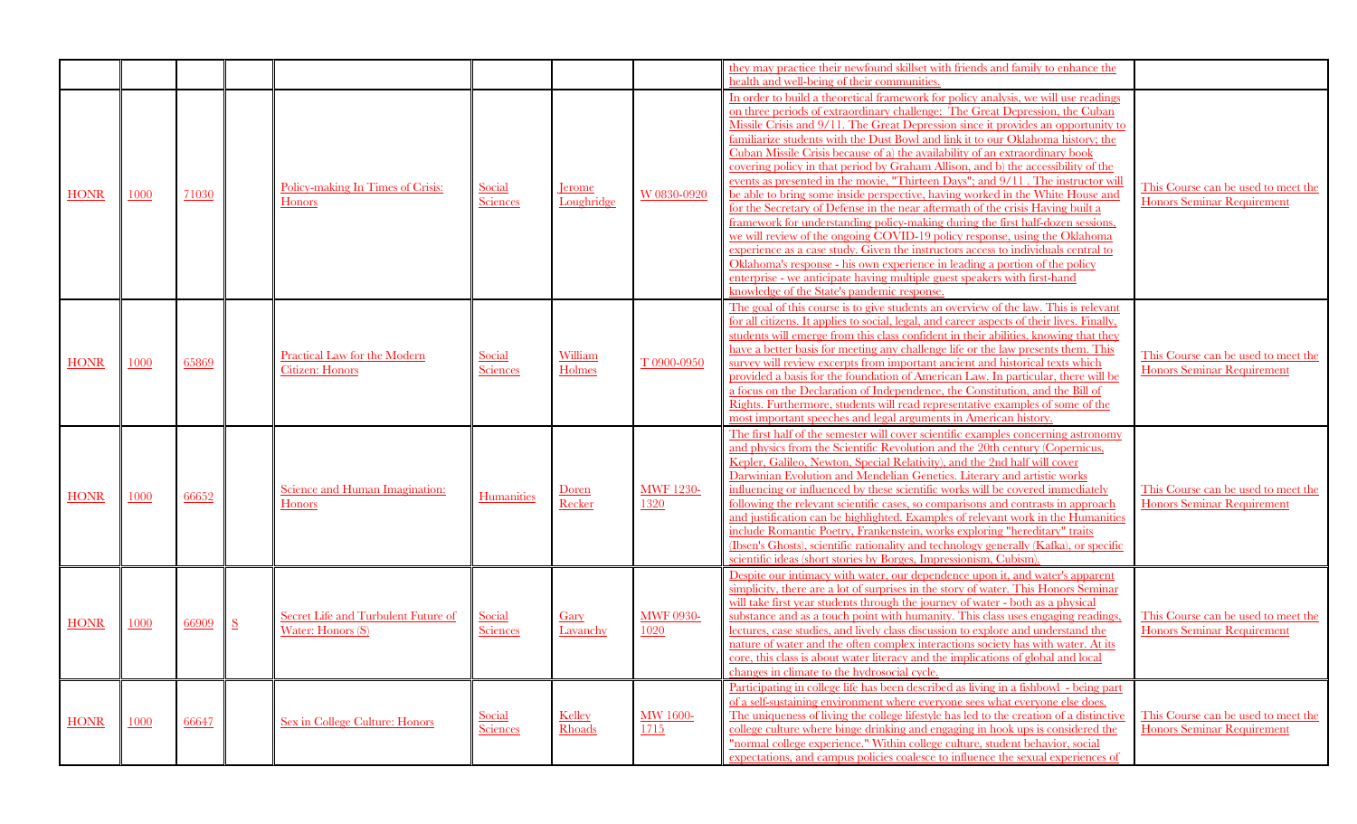| | | | | | | | | | |
|---|---|---|---|---|---|---|---|---|---|
| | | | | | | | | they may practice their newfound skillset with friends and family to enhance the health and well-being of their communities. | |
| HONR | 1000 | 71030 | | Policy-making In Times of Crisis: Honors | Social Sciences | Jerome Loughridge | W 0830-0920 | In order to build a theoretical framework for policy analysis, we will use readings on three periods of extraordinary challenge: The Great Depression, the Cuban Missile Crisis and 9/11. The Great Depression since it provides an opportunity to familiarize students with the Dust Bowl and link it to our Oklahoma history; the Cuban Missile Crisis because of a) the availability of an extraordinary book covering policy in that period by Graham Allison, and b) the accessibility of the events as presented in the movie, "Thirteen Days"; and 9/11 . The instructor will be able to bring some inside perspective, having worked in the White House and for the Secretary of Defense in the near aftermath of the crisis Having built a framework for understanding policy-making during the first half-dozen sessions, we will review of the ongoing COVID-19 policy response, using the Oklahoma experience as a case study. Given the instructors access to individuals central to Oklahoma's response - his own experience in leading a portion of the policy enterprise - we anticipate having multiple guest speakers with first-hand knowledge of the State's pandemic response. | This Course can be used to meet the Honors Seminar Requirement |
| HONR | 1000 | 65869 | | Practical Law for the Modern Citizen: Honors | Social Sciences | William Holmes | T 0900-0950 | The goal of this course is to give students an overview of the law. This is relevant for all citizens. It applies to social, legal, and career aspects of their lives. Finally, students will emerge from this class confident in their abilities, knowing that they have a better basis for meeting any challenge life or the law presents them. This survey will review excerpts from important ancient and historical texts which provided a basis for the foundation of American Law. In particular, there will be a focus on the Declaration of Independence, the Constitution, and the Bill of Rights. Furthermore, students will read representative examples of some of the most important speeches and legal arguments in American history. | This Course can be used to meet the Honors Seminar Requirement |
| HONR | 1000 | 66652 | | Science and Human Imagination: Honors | Humanities | Doren Recker | MWF 1230-1320 | The first half of the semester will cover scientific examples concerning astronomy and physics from the Scientific Revolution and the 20th century (Copernicus, Kepler, Galileo, Newton, Special Relativity), and the 2nd half will cover Darwinian Evolution and Mendelian Genetics. Literary and artistic works influencing or influenced by these scientific works will be covered immediately following the relevant scientific cases, so comparisons and contrasts in approach and justification can be highlighted. Examples of relevant work in the Humanities include Romantic Poetry, Frankenstein, works exploring "hereditary" traits (Ibsen's Ghosts), scientific rationality and technology generally (Kafka), or specific scientific ideas (short stories by Borges, Impressionism, Cubism). | This Course can be used to meet the Honors Seminar Requirement |
| HONR | 1000 | 66909 | S | Secret Life and Turbulent Future of Water: Honors (S) | Social Sciences | Gary Lavanchy | MWF 0930-1020 | Despite our intimacy with water, our dependence upon it, and water's apparent simplicity, there are a lot of surprises in the story of water. This Honors Seminar will take first year students through the journey of water - both as a physical substance and as a touch point with humanity. This class uses engaging readings, lectures, case studies, and lively class discussion to explore and understand the nature of water and the often complex interactions society has with water. At its core, this class is about water literacy and the implications of global and local changes in climate to the hydrosocial cycle. | This Course can be used to meet the Honors Seminar Requirement |
| HONR | 1000 | 66647 | | Sex in College Culture: Honors | Social Sciences | Kelley Rhoads | MW 1600-1715 | Participating in college life has been described as living in a fishbowl - being part of a self-sustaining environment where everyone sees what everyone else does. The uniqueness of living the college lifestyle has led to the creation of a distinctive college culture where binge drinking and engaging in hook ups is considered the "normal college experience." Within college culture, student behavior, social expectations, and campus policies coalesce to influence the sexual experiences of | This Course can be used to meet the Honors Seminar Requirement |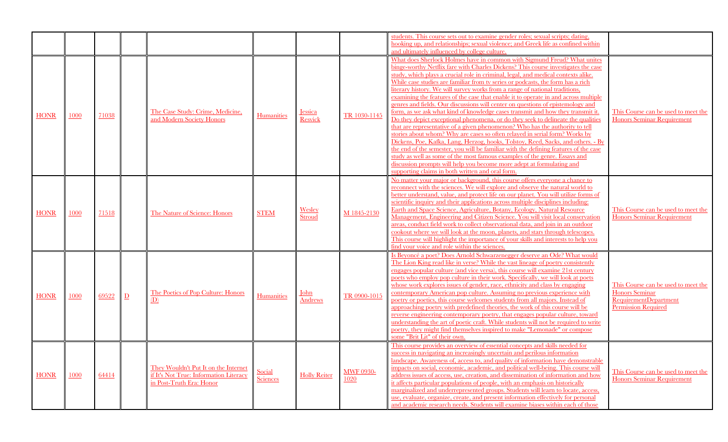|  |  |  |  |  |  |  |  |  |  |
|---|---|---|---|---|---|---|---|---|---|
|  |  |  |  |  |  |  |  | students. This course sets out to examine gender roles; sexual scripts; dating, hooking up, and relationships; sexual violence; and Greek life as confined within and ultimately influenced by college culture. |  |
| HONR | 1000 | 71038 |  | The Case Study: Crime, Medicine, and Modern Society Honors | Humanities | Jessica Resvick | TR 1030-1145 | What does Sherlock Holmes have in common with Sigmund Freud? What unites binge-worthy Netflix fare with Charles Dickens? This course investigates the case study, which plays a crucial role in criminal, legal, and medical contexts alike. While case studies are familiar from tv series or podcasts, the form has a rich literary history. We will survey works from a range of national traditions, examining the features of the case that enable it to operate in and across multiple genres and fields. Our discussions will center on questions of epistemology and form, as we ask what kind of knowledge cases transmit and how they transmit it. Do they depict exceptional phenomena, or do they seek to delineate the qualities that are representative of a given phenomenon? Who has the authority to tell stories about whom? Why are cases so often relayed in serial form? Works by Dickens, Poe, Kafka, Lang, Herzog, hooks, Tolstoy, Reed, Sacks, and others. - By the end of the semester, you will be familiar with the defining features of the case study as well as some of the most famous examples of the genre. Essays and discussion prompts will help you become more adept at formulating and supporting claims in both written and oral form. | This Course can be used to meet the Honors Seminar Requirement |
| HONR | 1000 | 71518 |  | The Nature of Science: Honors | STEM | Wesley Stroud | M 1845-2130 | No matter your major or background, this course offers everyone a chance to reconnect with the sciences. We will explore and observe the natural world to better understand, value, and protect life on our planet. You will utilize forms of scientific inquiry and their applications across multiple disciplines including: Earth and Space Science, Agriculture, Botany, Ecology, Natural Resource Management, Engineering and Citizen Science. You will visit local conservation areas, conduct field work to collect observational data, and join in an outdoor cookout where we will look at the moon, planets, and stars through telescopes. This course will highlight the importance of your skills and interests to help you find your voice and role within the sciences. | This Course can be used to meet the Honors Seminar Requirement |
| HONR | 1000 | 69522 | D | The Poetics of Pop Culture: Honors (D) | Humanities | John Andrews | TR 0900-1015 | Is Beyoncé a poet? Does Arnold Schwarzenegger deserve an Ode? What would The Lion King read like in verse? While the vast lineage of poetry consistently engages popular culture (and vice versa), this course will examine 21st century poets who employ pop culture in their work. Specifically, we will look at poets whose work explores issues of gender, race, ethnicity and class by engaging contemporary American pop culture. Assuming no previous experience with poetry or poetics, this course welcomes students from all majors. Instead of approaching poetry with predefined theories, the work of this course will be reverse engineering contemporary poetry, that engages popular culture, toward understanding the art of poetic craft. While students will not be required to write poetry, they might find themselves inspired to make "Lemonade" or compose some "Brit Lit" of their own. | This Course can be used to meet the Honors Seminar RequirementDepartment Permission Required |
| HONR | 1000 | 64414 |  | They Wouldn't Put It on the Internet if It's Not True: Information Literacy in Post-Truth Era: Honor | Social Sciences | Holly Reiter | MWF 0930-1020 | This course provides an overview of essential concepts and skills needed for success in navigating an increasingly uncertain and perilous information landscape. Awareness of, access to, and quality of information have demonstrable impacts on social, economic, academic, and political well-being. This course will address issues of access, use, creation, and dissemination of information and how it affects particular populations of people, with an emphasis on historically marginalized and underrepresented groups. Students will learn to locate, access, use, evaluate, organize, create, and present information effectively for personal and academic research needs. Students will examine biases within each of those | This Course can be used to meet the Honors Seminar Requirement |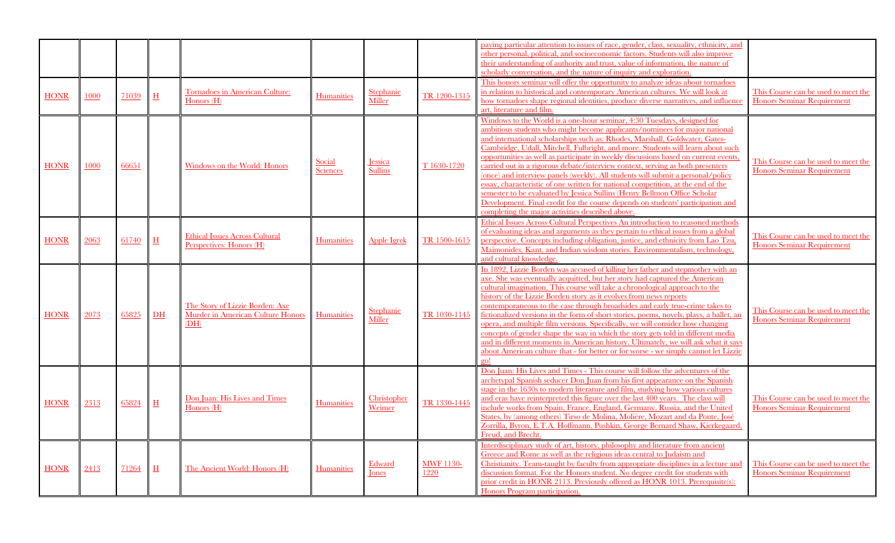| | | | | | | | | | |
|---|---|---|---|---|---|---|---|---|---|
| | | | | | | | | paying particular attention to issues of race, gender, class, sexuality, ethnicity, and other personal, political, and socioeconomic factors. Students will also improve their understanding of authority and trust, value of information, the nature of scholarly conversation, and the nature of inquiry and exploration. | |
| HONR | 1000 | 71039 | H | Tornadoes in American Culture: Honors (H) | Humanities | Stephanie Miller | TR 1200-1315 | This honors seminar will offer the opportunity to analyze ideas about tornadoes in relation to historical and contemporary American cultures. We will look at how tornadoes shape regional identities, produce diverse narratives, and influence art, literature and film. | This Course can be used to meet the Honors Seminar Requirement |
| HONR | 1000 | 66651 | | Windows on the World: Honors | Social Sciences | Jessica Sullins | T 1630-1720 | Windows to the World is a one-hour seminar, 4:30 Tuesdays, designed for ambitious students who might become applicants/nominees for major national and international scholarships such as: Rhodes, Marshall, Goldwater, Gates-Cambridge, Udall, Mitchell, Fulbright, and more. Students will learn about such opportunities as well as participate in weekly discussions based on current events, carried out in a rigorous debate/interview context, serving as both presenters (once) and interview panels (weekly). All students will submit a personal/policy essay, characteristic of one written for national competition, at the end of the semester to be evaluated by Jessica Sullins (Henry Bellmon Office Scholar Development. Final credit for the course depends on students' participation and completing the major activities described above. | This Course can be used to meet the Honors Seminar Requirement |
| HONR | 2063 | 61740 | H | Ethical Issues Across Cultural Perspectives: Honors (H) | Humanities | Apple Igrek | TR 1500-1615 | Ethical Issues Across Cultural Perspectives An introduction to reasoned methods of evaluating ideas and arguments as they pertain to ethical issues from a global perspective. Concepts including obligation, justice, and ethnicity from Lao Tzu, Maimonides, Kant, and Indian wisdom stories. Environmentalism, technology, and cultural knowledge. | This Course can be used to meet the Honors Seminar Requirement |
| HONR | 2073 | 65825 | DH | The Story of Lizzie Borden: Axe Murder in American Culture Honors (DH) | Humanities | Stephanie Miller | TR 1030-1145 | In 1892, Lizzie Borden was accused of killing her father and stepmother with an axe. She was eventually acquitted, but her story had captured the American cultural imagination. This course will take a chronological approach to the history of the Lizzie Borden story as it evolves from news reports contemporaneous to the case through broadsides and early true-crime takes to fictionalized versions in the form of short stories, poems, novels, plays, a ballet, an opera, and multiple film versions. Specifically, we will consider how changing concepts of gender shape the way in which the story gets told in different media and in different moments in American history. Ultimately, we will ask what it says about American culture that - for better or for worse - we simply cannot let Lizzie go! | This Course can be used to meet the Honors Seminar Requirement |
| HONR | 2313 | 65824 | H | Don Juan: His Lives and Times Honors (H) | Humanities | Christopher Weimer | TR 1330-1445 | Don Juan: His Lives and Times - This course will follow the adventures of the archetypal Spanish seducer Don Juan from his first appearance on the Spanish stage in the 1630s to modern literature and film, studying how various cultures and eras have reinterpreted this figure over the last 400 years. The class will include works from Spain, France, England, Germany, Russia, and the United States, by (among others) Tirso de Molina, Molière, Mozart and da Ponte, José Zorrilla, Byron, E.T.A. Hoffmann, Pushkin, George Bernard Shaw, Kierkegaard, Freud, and Brecht. | This Course can be used to meet the Honors Seminar Requirement |
| HONR | 2413 | 71264 | H | The Ancient World: Honors (H) | Humanities | Edward Jones | MWF 1130-1220 | Interdisciplinary study of art, history, philosophy and literature from ancient Greece and Rome as well as the religious ideas central to Judaism and Christianity. Team-taught by faculty from appropriate disciplines in a lecture and discussion format. For the Honors student. No degree credit for students with prior credit in HONR 2113. Previously offered as HONR 1013. Prerequisite(s): Honors Program participation. | This Course can be used to meet the Honors Seminar Requirement |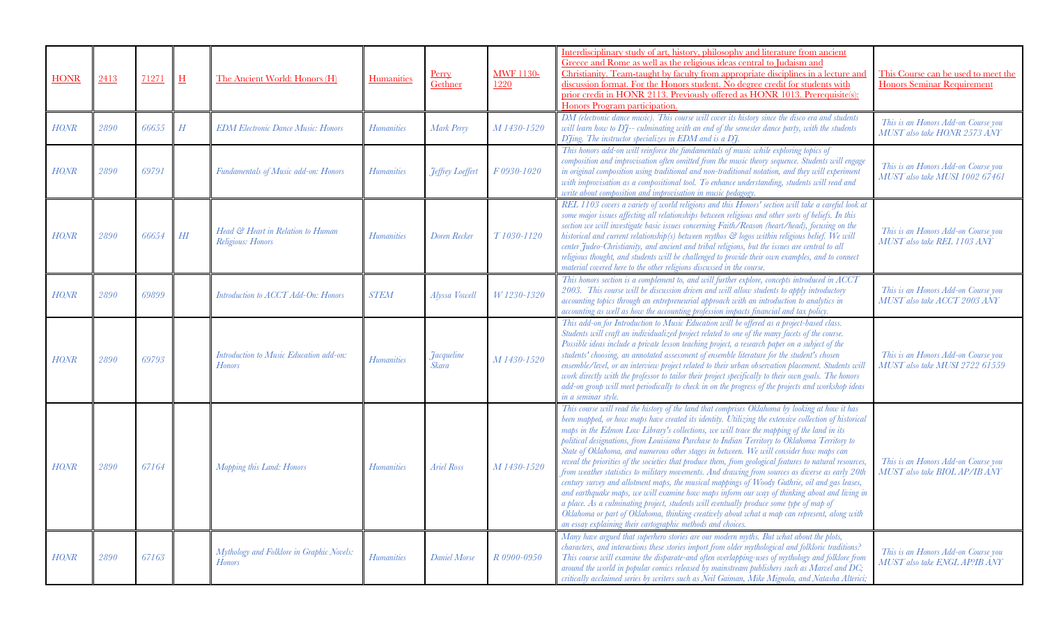| HONR | 2413 | 71271 | H | The Ancient World: Honors (H) | Humanities | Perry Gethner | MWF 1130-1220 | Interdisciplinary study of art, history, philosophy and literature from ancient Greece and Rome as well as the religious ideas central to Judaism and Christianity. Team-taught by faculty from appropriate disciplines in a lecture and discussion format. For the Honors student. No degree credit for students with prior credit in HONR 2113. Previously offered as HONR 1013. Prerequisite(s): Honors Program participation. | This Course can be used to meet the Honors Seminar Requirement |
|---|---|---|---|---|---|---|---|---|---|
| *HONR* | *2890* | *66655* | *H* | *EDM Electronic Dance Music: Honors* | *Humanities* | *Mark Perry* | *M 1430-1520* | *DM (electronic dance music). This course will cover its history since the disco era and students will learn how to DJ-- culminating with an end of the semester dance party, with the students DJing. The instructor specializes in EDM and is a DJ.* | *This is an Honors Add-on Course you MUST also take HONR 2573 ANY* |
| *HONR* | *2890* | *69791* | | *Fundamentals of Music add-on: Honors* | *Humanities* | *Jeffrey Loeffert* | *F 0930-1020* | *This honors add-on will reinforce the fundamentals of music while exploring topics of composition and improvisation often omitted from the music theory sequence. Students will engage in original composition using traditional and non-traditional notation, and they will experiment with improvisation as a compositional tool. To enhance understanding, students will read and write about composition and improvisation in music pedagogy.* | *This is an Honors Add-on Course you MUST also take MUSI 1002 67461* |
| *HONR* | *2890* | *66654* | *HI* | *Head & Heart in Relation to Human Religious: Honors* | *Humanities* | *Doren Recker* | *T 1030-1120* | *REL 1103 covers a variety of world religions and this Honors' section will take a careful look at some major issues affecting all relationships between religious and other sorts of beliefs. In this section we will investigate basic issues concerning Faith/Reason (heart/head), focusing on the historical and current relationship(s) between mythos & logos within religious belief. We will center Judeo-Christianity, and ancient and tribal religions, but the issues are central to all religious thought, and students will be challenged to provide their own examples, and to connect material covered here to the other religions discussed in the course.* | *This is an Honors Add-on Course you MUST also take REL 1103 ANY* |
| *HONR* | *2890* | *69899* | | *Introduction to ACCT Add-On: Honors* | *STEM* | *Alyssa Vowell* | *W 1230-1320* | *This honors section is a complement to, and will further explore, concepts introduced in ACCT 2003. This course will be discussion driven and will allow students to apply introductory accounting topics through an entrepreneurial approach with an introduction to analytics in accounting as well as how the accounting profession impacts financial and tax policy.* | *This is an Honors Add-on Course you MUST also take ACCT 2003 ANY* |
| *HONR* | *2890* | *69793* | | *Introduction to Music Education add-on: Honors* | *Humanities* | *Jacqueline Skara* | *M 1430-1520* | *This add-on for Introduction to Music Education will be offered as a project-based class. Students will craft an individualized project related to one of the many facets of the course. Possible ideas include a private lesson teaching project, a research paper on a subject of the students' choosing, an annotated assessment of ensemble literature for the student's chosen ensemble/level, or an interview project related to their urban observation placement. Students will work directly with the professor to tailor their project specifically to their own goals. The honors add-on group will meet periodically to check in on the progress of the projects and workshop ideas in a seminar style.* | *This is an Honors Add-on Course you MUST also take MUSI 2722 61559* |
| *HONR* | *2890* | *67164* | | *Mapping this Land: Honors* | *Humanities* | *Ariel Ross* | *M 1430-1520* | *This course will read the history of the land that comprises Oklahoma by looking at how it has been mapped, or how maps have created its identity. Utilizing the extensive collection of historical maps in the Edmon Low Library's collections, we will trace the mapping of the land in its political designations, from Louisiana Purchase to Indian Territory to Oklahoma Territory to State of Oklahoma, and numerous other stages in between. We will consider how maps can reveal the priorities of the societies that produce them, from geological features to natural resources, from weather statistics to military movements. And drawing from sources as diverse as early 20th century survey and allotment maps, the musical mappings of Woody Guthrie, oil and gas leases, and earthquake maps, we will examine how maps inform our way of thinking about and living in a place. As a culminating project, students will eventually produce some type of map of Oklahoma or part of Oklahoma, thinking creatively about what a map can represent, along with an essay explaining their cartographic methods and choices.* | *This is an Honors Add-on Course you MUST also take BIOL AP/IB ANY* |
| *HONR* | *2890* | *67163* | | *Mythology and Folklore in Graphic Novels: Honors* | *Humanities* | *Daniel Morse* | *R 0900-0950* | *Many have argued that superhero stories are our modern myths. But what about the plots, characters, and interactions these stories import from older mythological and folkloric traditions? This course will examine the disparate-and often overlapping-uses of mythology and folklore from around the world in popular comics released by mainstream publishers such as Marvel and DC; critically acclaimed series by writers such as Neil Gaiman, Mike Mignola, and Natasha Alterici;* | *This is an Honors Add-on Course you MUST also take ENGL AP/IB ANY* |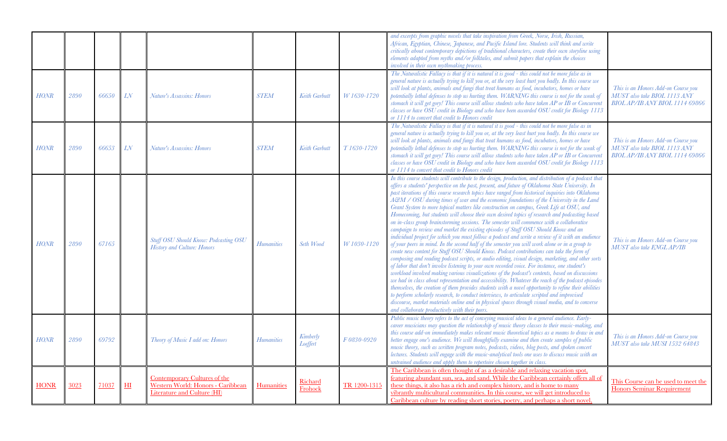| | | | | | | | | | |
|---|---|---|---|---|---|---|---|---|---|
| | | | | | | | | and excerpts from graphic novels that take inspiration from Greek, Norse, Irish, Russian, African, Egyptian, Chinese, Japanese, and Pacific Island lore. Students will think and write critically about contemporary depictions of traditional characters, create their own storyline using elements adapted from myths and/or folktales, and submit papers that explain the choices involved in their own mythmaking process. | |
| HONR | 2890 | 66650 | LN | Nature's Assassins: Honors | STEM | Keith Garbutt | W 1630-1720 | The Naturalistic Fallacy is that if it is natural it is good - this could not be more false as in general nature is actually trying to kill you or, at the very least hurt you badly. In this course we will look at plants, animals and fungi that treat humans as food, incubators, homes or have potentially lethal defenses to stop us hurting them. WARNING this course is not for the weak of stomach it will get gory! This course will allow students who have taken AP or IB or Concurrent classes or have OSU credit in Biology and who have been awarded OSU credit for Biology 1113 or 1114 to convert that credit to Honors credit | This is an Honors Add-on Course you MUST also take BIOL 1113 ANY BIOL AP/IB ANY BIOL 1114 69866 |
| HONR | 2890 | 66653 | LN | Nature's Assassins: Honors | STEM | Keith Garbutt | T 1630-1720 | The Naturalistic Fallacy is that if it is natural it is good - this could not be more false as in general nature is actually trying to kill you or, at the very least hurt you badly. In this course we will look at plants, animals and fungi that treat humans as food, incubators, homes or have potentially lethal defenses to stop us hurting them. WARNING this course is not for the weak of stomach it will get gory! This course will allow students who have taken AP or IB or Concurrent classes or have OSU credit in Biology and who have been awarded OSU credit for Biology 1113 or 1114 to convert that credit to Honors credit | This is an Honors Add-on Course you MUST also take BIOL 1113 ANY BIOL AP/IB ANY BIOL 1114 69866 |
| HONR | 2890 | 67165 | | Stuff OSU Should Know: Podcasting OSU History and Culture: Honors | Humanities | Seth Wood | W 1030-1120 | In this course students will contribute to the design, production, and distribution of a podcast that offers a students' perspective on the past, present, and future of Oklahoma State University. In past iterations of this course research topics have ranged from historical inquiries into Oklahoma A&M / OSU during times of war and the economic foundations of the University in the Land Grant System to more topical matters like construction on campus, Greek Life at OSU, and Homecoming, but students will choose their own desired topics of research and podcasting based on in-class group brainstorming sessions. The semester will commence with a collaborative campaign to review and market the existing episodes of Stuff OSU Should Know and an individual project for which you must follow a podcast and write a review of it with an audience of your peers in mind. In the second half of the semester you will work alone or in a group to create new content for Stuff OSU Should Know. Podcast contributions can take the form of composing and reading podcast scripts, or audio editing, visual design, marketing, and other sorts of labor that don't involve listening to your own recorded voice. For instance, one student's workload involved making various visualizations of the podcast's contents, based on discussions we had in class about representation and accessibility. Whatever the reach of the podcast episodes themselves, the creation of them provides students with a novel opportunity to refine their abilities to perform scholarly research, to conduct interviews, to articulate scripted and improvised discourse, market materials online and in physical spaces through visual media, and to converse and collaborate productively with their peers. | This is an Honors Add-on Course you MUST also take ENGL AP/IB |
| HONR | 2890 | 69792 | | Theory of Music I add on: Honors | Humanities | Kimberly Loeffert | F 0830-0920 | Public music theory refers to the act of conveying musical ideas to a general audience. Early-career musicians may question the relationship of music theory classes to their music-making, and this course add-on immediately makes relevant music theoretical topics as a means to draw in and better engage one's audience. We will thoughtfully examine and then create samples of public music theory, such as written program notes, podcasts, videos, blog posts, and spoken concert lectures. Students will engage with the music-analytical tools one uses to discuss music with an untrained audience and apply them to repertoire chosen together in class. | This is an Honors Add-on Course you MUST also take MUSI 1532 64843 |
| HONR | 3023 | 71037 | HI | Contemporary Cultures of the Western World: Honors - Caribbean Literature and Culture (HI) | Humanities | Richard Frohock | TR 1200-1315 | The Caribbean is often thought of as a desirable and relaxing vacation spot, featuring abundant sun, sea, and sand. While the Caribbean certainly offers all of these things, it also has a rich and complex history, and is home to many vibrantly multicultural communities. In this course, we will get introduced to Caribbean culture by reading short stories, poetry, and perhaps a short novel, | This Course can be used to meet the Honors Seminar Requirement |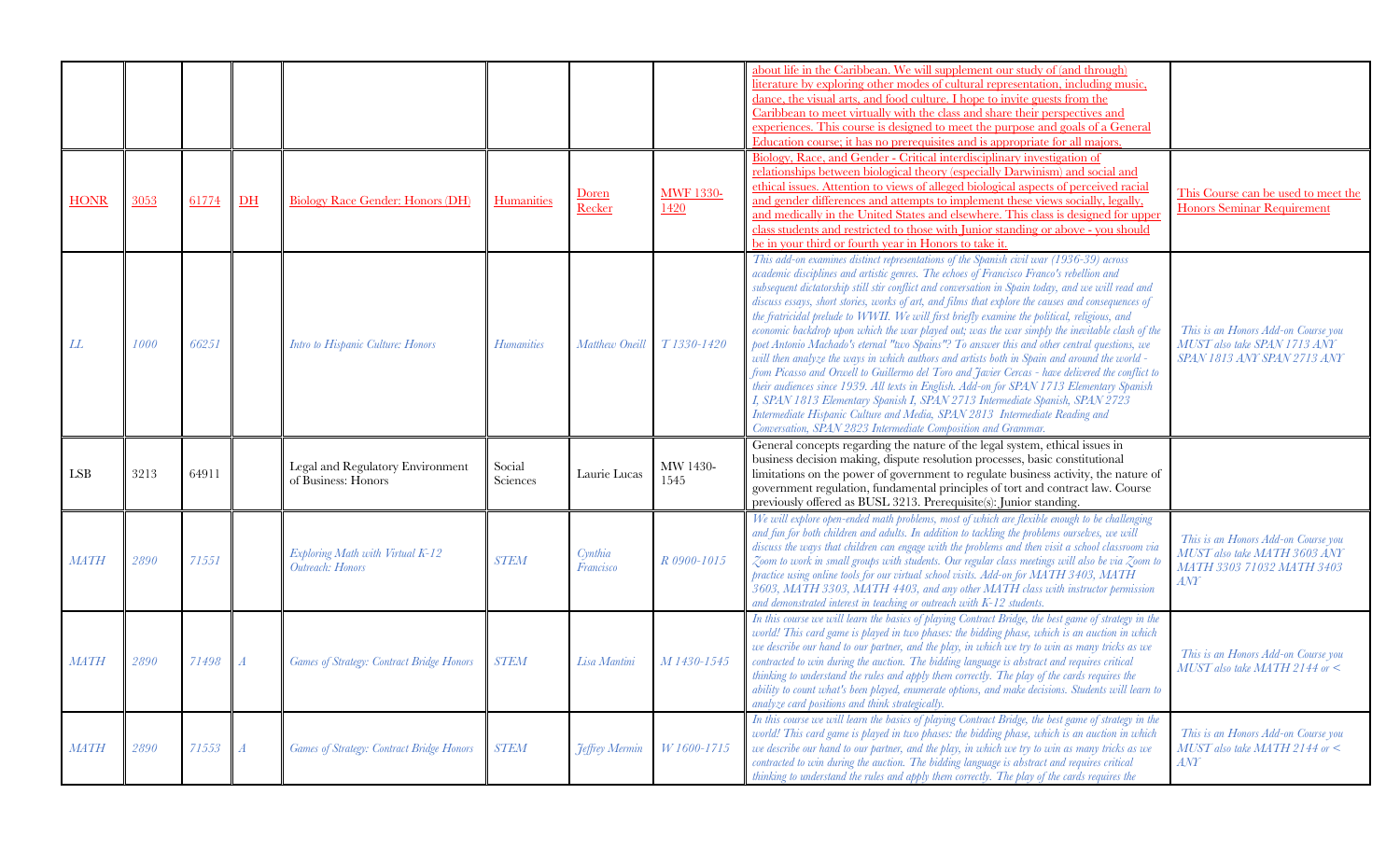| | | | | | | | | | |
|---|---|---|---|---|---|---|---|---|---|
| | | | | | | | | about life in the Caribbean. We will supplement our study of (and through) literature by exploring other modes of cultural representation, including music, dance, the visual arts, and food culture. I hope to invite guests from the Caribbean to meet virtually with the class and share their perspectives and experiences. This course is designed to meet the purpose and goals of a General Education course; it has no prerequisites and is appropriate for all majors. | |
| HONR | 3053 | 61774 | DH | Biology Race Gender: Honors (DH) | Humanities | Doren Recker | MWF 1330-1420 | Biology, Race, and Gender - Critical interdisciplinary investigation of relationships between biological theory (especially Darwinism) and social and ethical issues. Attention to views of alleged biological aspects of perceived racial and gender differences and attempts to implement these views socially, legally, and medically in the United States and elsewhere. This class is designed for upper class students and restricted to those with Junior standing or above - you should be in your third or fourth year in Honors to take it. | This Course can be used to meet the Honors Seminar Requirement |
| LL | 1000 | 66251 | | Intro to Hispanic Culture: Honors | Humanities | Matthew Oneill | T 1330-1420 | This add-on examines distinct representations of the Spanish civil war (1936-39) across academic disciplines and artistic genres. The echoes of Francisco Franco's rebellion and subsequent dictatorship still stir conflict and conversation in Spain today, and we will read and discuss essays, short stories, works of art, and films that explore the causes and consequences of the fratricidal prelude to WWII. We will first briefly examine the political, religious, and economic backdrop upon which the war played out; was the war simply the inevitable clash of the poet Antonio Machado's eternal "two Spains"? To answer this and other central questions, we will then analyze the ways in which authors and artists both in Spain and around the world - from Picasso and Orwell to Guillermo del Toro and Javier Cercas - have delivered the conflict to their audiences since 1939. All texts in English. Add-on for SPAN 1713 Elementary Spanish I, SPAN 1813 Elementary Spanish I, SPAN 2713 Intermediate Spanish, SPAN 2723 Intermediate Hispanic Culture and Media, SPAN 2813 Intermediate Reading and Conversation, SPAN 2823 Intermediate Composition and Grammar. | This is an Honors Add-on Course you MUST also take SPAN 1713 ANY SPAN 1813 ANY SPAN 2713 ANY |
| LSB | 3213 | 64911 | | Legal and Regulatory Environment of Business: Honors | Social Sciences | Laurie Lucas | MW 1430-1545 | General concepts regarding the nature of the legal system, ethical issues in business decision making, dispute resolution processes, basic constitutional limitations on the power of government to regulate business activity, the nature of government regulation, fundamental principles of tort and contract law. Course previously offered as BUSL 3213. Prerequisite(s): Junior standing. | |
| MATH | 2890 | 71551 | | Exploring Math with Virtual K-12 Outreach: Honors | STEM | Cynthia Francisco | R 0900-1015 | We will explore open-ended math problems, most of which are flexible enough to be challenging and fun for both children and adults. In addition to tackling the problems ourselves, we will discuss the ways that children can engage with the problems and then visit a school classroom via Zoom to work in small groups with students. Our regular class meetings will also be via Zoom to practice using online tools for our virtual school visits. Add-on for MATH 3403, MATH 3603, MATH 3303, MATH 4403, and any other MATH class with instructor permission and demonstrated interest in teaching or outreach with K-12 students. | This is an Honors Add-on Course you MUST also take MATH 3603 ANY MATH 3303 71032 MATH 3403 ANY |
| MATH | 2890 | 71498 | A | Games of Strategy: Contract Bridge Honors | STEM | Lisa Mantini | M 1430-1545 | In this course we will learn the basics of playing Contract Bridge, the best game of strategy in the world! This card game is played in two phases: the bidding phase, which is an auction in which we describe our hand to our partner, and the play, in which we try to win as many tricks as we contracted to win during the auction. The bidding language is abstract and requires critical thinking to understand the rules and apply them correctly. The play of the cards requires the ability to count what's been played, enumerate options, and make decisions. Students will learn to analyze card positions and think strategically. | This is an Honors Add-on Course you MUST also take MATH 2144 or < |
| MATH | 2890 | 71553 | A | Games of Strategy: Contract Bridge Honors | STEM | Jeffrey Mermin | W 1600-1715 | In this course we will learn the basics of playing Contract Bridge, the best game of strategy in the world! This card game is played in two phases: the bidding phase, which is an auction in which we describe our hand to our partner, and the play, in which we try to win as many tricks as we contracted to win during the auction. The bidding language is abstract and requires critical thinking to understand the rules and apply them correctly. The play of the cards requires the | This is an Honors Add-on Course you MUST also take MATH 2144 or < ANY |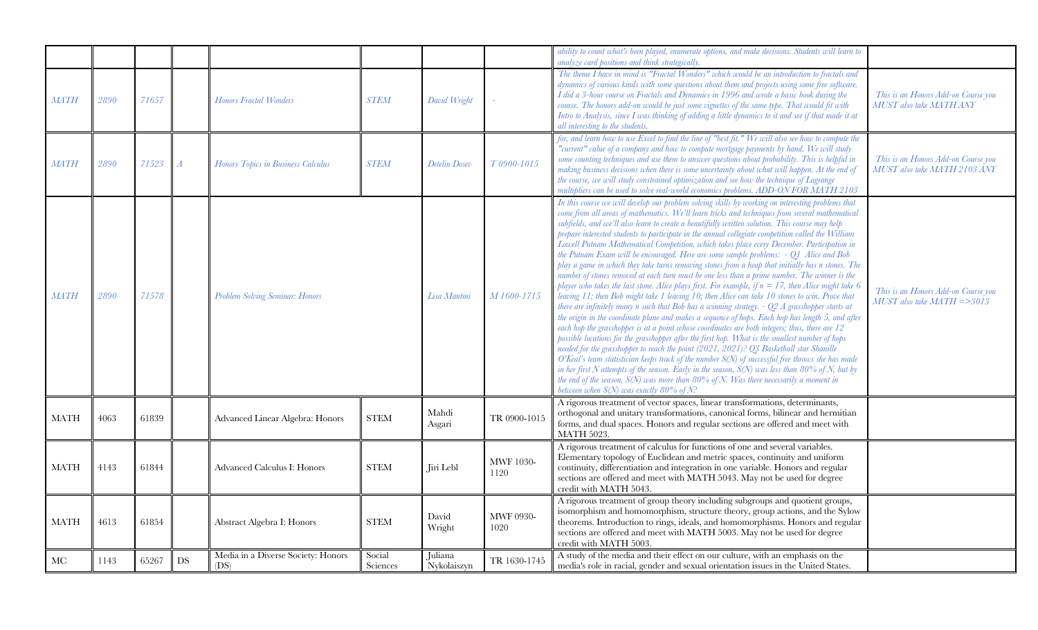| | | | | | | | | | |
|---|---|---|---|---|---|---|---|---|---|
| | | | | | | | | *ability to count what's been played, enumerate options, and make decisions. Students will learn to analyze card positions and think strategically.* | |
| *MATH* | *2890* | *71657* | | *Honors Fractal Wonders* | *STEM* | *David Wright* | *-* | *The theme I have in mind is "Fractal Wonders" which would be an introduction to fractals and dynamics of various kinds with some questions about them and projects using some free software. I did a 3-hour course on Fractals and Dynamics in 1996 and wrote a basic book during the course. The honors add-on would be just some vignettes of the same type. That would fit with Intro to Analysis, since I was thinking of adding a little dynamics to it and see if that made it at all interesting to the students.* | *This is an Honors Add-on Course you MUST also take MATH ANY* |
| *MATH* | *2890* | *71523* | *A* | *Honors Topics in Business Calculus* | *STEM* | *Detelin Dosev* | *T 0900-1015* | *for, and learn how to use Excel to find the line of "best fit." We will also see how to compute the "current" value of a company and how to compute mortgage payments by hand. We will study some counting techniques and use them to answer questions about probability. This is helpful in making business decisions when there is some uncertainty about what will happen. At the end of the course, we will study constrained optimization and see how the technique of Lagrange multipliers can be used to solve real-world economics problems. ADD-ON FOR MATH 2103* | *This is an Honors Add-on Course you MUST also take MATH 2103 ANY* |
| *MATH* | *2890* | *71578* | | *Problem Solving Seminar: Honors* | | *Lisa Mantini* | *M 1600-1715* | *In this course we will develop our problem solving skills by working on interesting problems that come from all areas of mathematics. We'll learn tricks and techniques from several mathematical subfields, and we'll also learn to create a beautifully written solution. This course may help prepare interested students to participate in the annual collegiate competition called the William Lowell Putnam Mathematical Competition, which takes place every December. Participation in the Putnam Exam will be encouraged. Here are some sample problems: - Q1 Alice and Bob play a game in which they take turns removing stones from a heap that initially has n stones. The number of stones removed at each turn must be one less than a prime number. The winner is the player who takes the last stone. Alice plays first. For example, if n = 17, then Alice might take 6 leaving 11; then Bob might take 1 leaving 10; then Alice can take 10 stones to win. Prove that there are infinitely many n such that Bob has a winning strategy. - Q2 A grasshopper starts at the origin in the coordinate plane and makes a sequence of hops. Each hop has length 5, and after each hop the grasshopper is at a point whose coordinates are both integers; thus, there are 12 possible locations for the grasshopper after the first hop. What is the smallest number of hops needed for the grasshopper to reach the point (2021, 2021)? Q3 Basketball star Shanille O'Keal's team statistician keeps track of the number S(N) of successful free throws she has made in her first N attempts of the season. Early in the season, S(N) was less than 80% of N, but by the end of the season, S(N) was more than 80% of N. Was there necessarily a moment in between when S(N) was exactly 80% of N?* | *This is an Honors Add-on Course you MUST also take MATH =>3013* |
| MATH | 4063 | 61839 | | Advanced Linear Algebra: Honors | STEM | Mahdi Asgari | TR 0900-1015 | A rigorous treatment of vector spaces, linear transformations, determinants, orthogonal and unitary transformations, canonical forms, bilinear and hermitian forms, and dual spaces. Honors and regular sections are offered and meet with MATH 5023. | |
| MATH | 4143 | 61844 | | Advanced Calculus I: Honors | STEM | Jiri Lebl | MWF 1030-1120 | A rigorous treatment of calculus for functions of one and several variables. Elementary topology of Euclidean and metric spaces, continuity and uniform continuity, differentiation and integration in one variable. Honors and regular sections are offered and meet with MATH 5043. May not be used for degree credit with MATH 5043. | |
| MATH | 4613 | 61854 | | Abstract Algebra I: Honors | STEM | David Wright | MWF 0930-1020 | A rigorous treatment of group theory including subgroups and quotient groups, isomorphism and homomorphism, structure theory, group actions, and the Sylow theorems. Introduction to rings, ideals, and homomorphisms. Honors and regular sections are offered and meet with MATH 5003. May not be used for degree credit with MATH 5003. | |
| MC | 1143 | 65267 | DS | Media in a Diverse Society: Honors (DS) | Social Sciences | Juliana Nykolaiszyn | TR 1630-1745 | A study of the media and their effect on our culture, with an emphasis on the media's role in racial, gender and sexual orientation issues in the United States. | |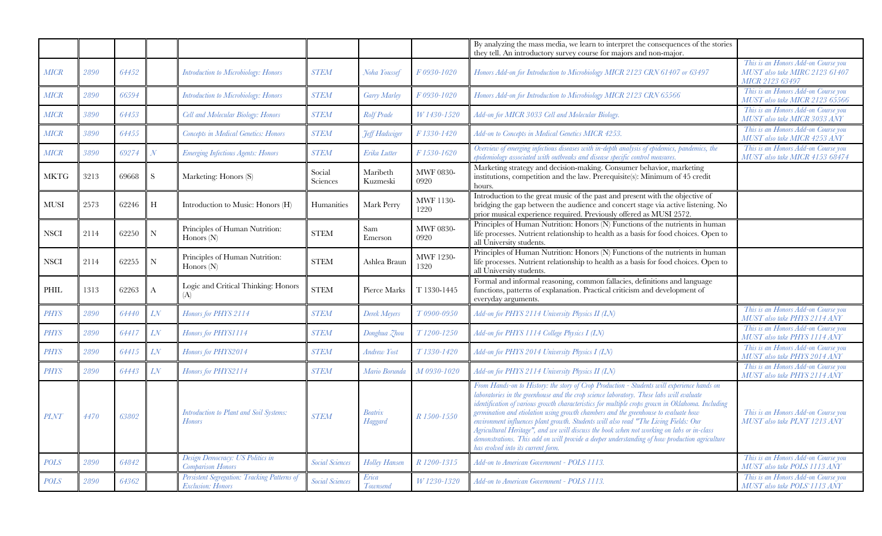| | | | | | | | | | |
|---|---|---|---|---|---|---|---|---|---|
| | | | | | | | | By analyzing the mass media, we learn to interpret the consequences of the stories they tell. An introductory survey course for majors and non-major. | |
| MICR | 2890 | 64452 | | Introduction to Microbiology: Honors | STEM | Noha Youssef | F 0930-1020 | Honors Add-on for Introduction to Microbiology MICR 2123 CRN 61407 or 63497 | This is an Honors Add-on Course you MUST also take MIRC 2123 61407 MICR 2123 63497 |
| MICR | 2890 | 66594 | | Introduction to Microbiology: Honors | STEM | Garry Marley | F 0930-1020 | Honors Add-on for Introduction to Microbiology MICR 2123 CRN 65566 | This is an Honors Add-on Course you MUST also take MICR 2123 65566 |
| MICR | 3890 | 64453 | | Cell and Molecular Biology: Honors | STEM | Rolf Prade | W 1430-1520 | Add-on for MICR 3033 Cell and Molecular Biology. | This is an Honors Add-on Course you MUST also take MICR 3033 ANY |
| MICR | 3890 | 64455 | | Concepts in Medical Genetics: Honors | STEM | Jeff Hadwiger | F 1330-1420 | Add-on to Concepts in Medical Genetics MICR 4253. | This is an Honors Add-on Course you MUST also take MICR 4253 ANY |
| MICR | 3890 | 69274 | N | Emerging Infectious Agents: Honors | STEM | Erika Lutter | F 1530-1620 | Overview of emerging infectious diseases with in-depth analysis of epidemics, pandemics, the epidemiology associated with outbreaks and disease specific control measures. | This is an Honors Add-on Course you MUST also take MICR 4153 68474 |
| MKTG | 3213 | 69668 | S | Marketing: Honors (S) | Social Sciences | Maribeth Kuzmeski | MWF 0830-0920 | Marketing strategy and decision-making. Consumer behavior, marketing institutions, competition and the law. Prerequisite(s): Minimum of 45 credit hours. | |
| MUSI | 2573 | 62246 | H | Introduction to Music: Honors (H) | Humanities | Mark Perry | MWF 1130-1220 | Introduction to the great music of the past and present with the objective of bridging the gap between the audience and concert stage via active listening. No prior musical experience required. Previously offered as MUSI 2572. | |
| NSCI | 2114 | 62250 | N | Principles of Human Nutrition: Honors (N) | STEM | Sam Emerson | MWF 0830-0920 | Principles of Human Nutrition: Honors (N) Functions of the nutrients in human life processes. Nutrient relationship to health as a basis for food choices. Open to all University students. | |
| NSCI | 2114 | 62255 | N | Principles of Human Nutrition: Honors (N) | STEM | Ashlea Braun | MWF 1230-1320 | Principles of Human Nutrition: Honors (N) Functions of the nutrients in human life processes. Nutrient relationship to health as a basis for food choices. Open to all University students. | |
| PHIL | 1313 | 62263 | A | Logic and Critical Thinking: Honors (A) | STEM | Pierce Marks | T 1330-1445 | Formal and informal reasoning, common fallacies, definitions and language functions, patterns of explanation. Practical criticism and development of everyday arguments. | |
| PHYS | 2890 | 64440 | LN | Honors for PHYS 2114 | STEM | Derek Meyers | T 0900-0950 | Add-on for PHYS 2114 University Physics II (LN) | This is an Honors Add-on Course you MUST also take PHYS 2114 ANY |
| PHYS | 2890 | 64417 | LN | Honors for PHYS1114 | STEM | Donghua Zhou | T 1200-1250 | Add-on for PHYS 1114 College Physics I (LN) | This is an Honors Add-on Course you MUST also take PHYS 1114 ANY |
| PHYS | 2890 | 64415 | LN | Honors for PHYS2014 | STEM | Andrew Yost | T 1330-1420 | Add-on for PHYS 2014 University Physics I (LN) | This is an Honors Add-on Course you MUST also take PHYS 2014 ANY |
| PHYS | 2890 | 64443 | LN | Honors for PHYS2114 | STEM | Mario Borunda | M 0930-1020 | Add-on for PHYS 2114 University Physics II (LN) | This is an Honors Add-on Course you MUST also take PHYS 2114 ANY |
| PLNT | 4470 | 63802 | | Introduction to Plant and Soil Systems: Honors | STEM | Beatrix Haggard | R 1500-1550 | From Hands-on to History: the story of Crop Production - Students will experience hands on laboratories in the greenhouse and the crop science laboratory. These labs will evaluate identification of various growth characteristics for multiple crops grown in Oklahoma. Including germination and etiolation using growth chambers and the greenhouse to evaluate how environment influences plant growth. Students will also read "The Living Fields: Our Agricultural Heritage", and we will discuss the book when not working on labs or in-class demonstrations. This add on will provide a deeper understanding of how production agriculture has evolved into its current form. | This is an Honors Add-on Course you MUST also take PLNT 1213 ANY |
| POLS | 2890 | 64842 | | Design Democracy: US Politics in Comparison Honors | Social Sciences | Holley Hansen | R 1200-1315 | Add-on to American Government - POLS 1113. | This is an Honors Add-on Course you MUST also take POLS 1113 ANY |
| POLS | 2890 | 64362 | | Persistent Segregation: Tracking Patterns of Exclusion: Honors | Social Sciences | Erica Townsend | W 1230-1320 | Add-on to American Government - POLS 1113. | This is an Honors Add-on Course you MUST also take POLS 1113 ANY |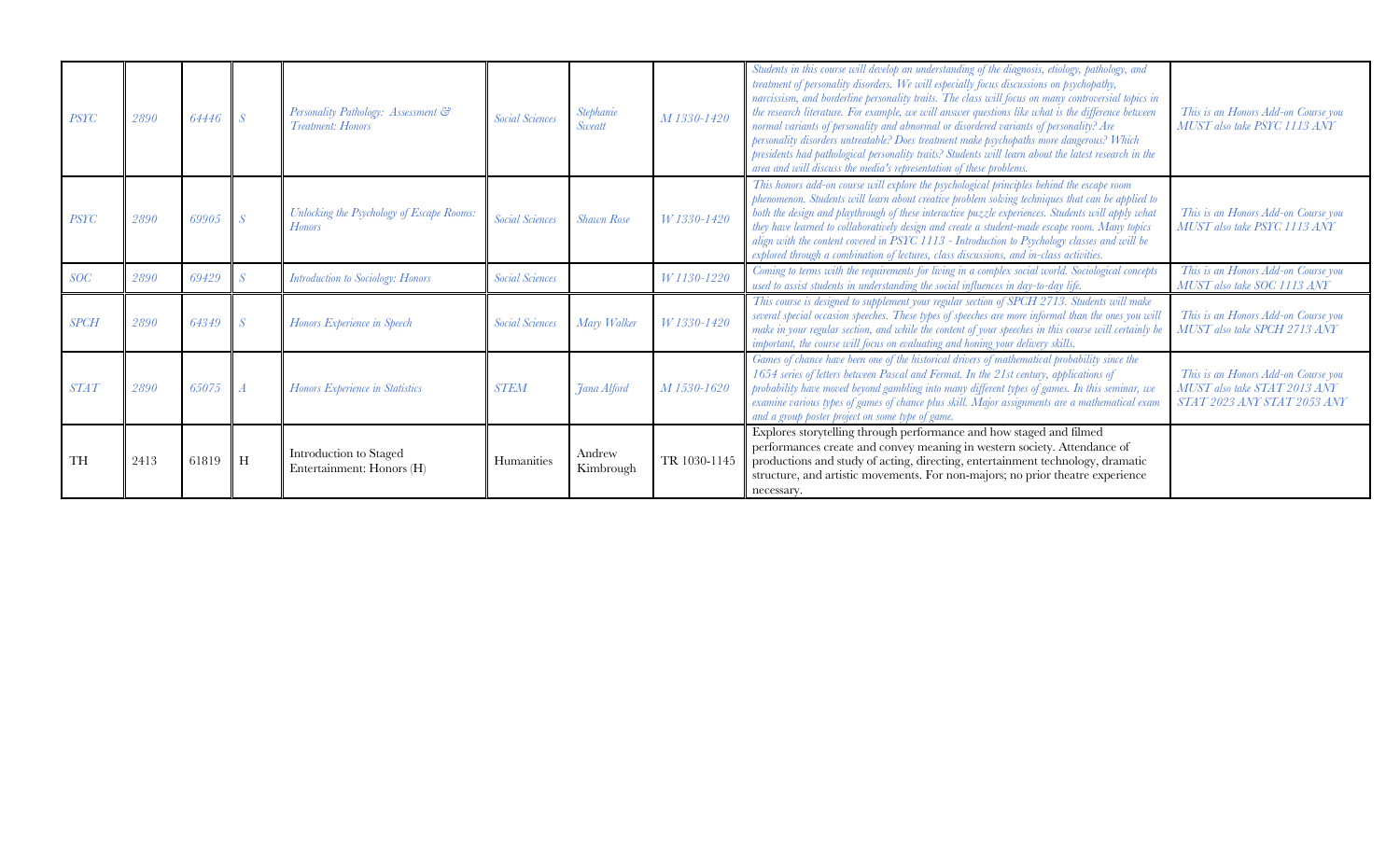| | | | | | | | | | |
|---|---|---|---|---|---|---|---|---|---|
| *PSYC* | *2890* | *64446* | *S* | *Personality Pathology: Assessment & Treatment: Honors* | *Social Sciences* | *Stephanie Sweatt* | *M 1330-1420* | *Students in this course will develop an understanding of the diagnosis, etiology, pathology, and treatment of personality disorders. We will especially focus discussions on psychopathy, narcissism, and borderline personality traits. The class will focus on many controversial topics in the research literature. For example, we will answer questions like what is the difference between normal variants of personality and abnormal or disordered variants of personality? Are personality disorders untreatable? Does treatment make psychopaths more dangerous? Which presidents had pathological personality traits? Students will learn about the latest research in the area and will discuss the media's representation of these problems.* | *This is an Honors Add-on Course you MUST also take PSYC 1113 ANY* |
| *PSYC* | *2890* | *69905* | *S* | *Unlocking the Psychology of Escape Rooms: Honors* | *Social Sciences* | *Shawn Rose* | *W 1330-1420* | *This honors add-on course will explore the psychological principles behind the escape room phenomenon. Students will learn about creative problem solving techniques that can be applied to both the design and playthrough of these interactive puzzle experiences. Students will apply what they have learned to collaboratively design and create a student-made escape room. Many topics align with the content covered in PSYC 1113 - Introduction to Psychology classes and will be explored through a combination of lectures, class discussions, and in-class activities.* | *This is an Honors Add-on Course you MUST also take PSYC 1113 ANY* |
| *SOC* | *2890* | *69429* | *S* | *Introduction to Sociology: Honors* | *Social Sciences* | | *W 1130-1220* | *Coming to terms with the requirements for living in a complex social world. Sociological concepts used to assist students in understanding the social influences in day-to-day life.* | *This is an Honors Add-on Course you MUST also take SOC 1113 ANY* |
| *SPCH* | *2890* | *64349* | *S* | *Honors Experience in Speech* | *Social Sciences* | *Mary Walker* | *W 1330-1420* | *This course is designed to supplement your regular section of SPCH 2713. Students will make several special occasion speeches. These types of speeches are more informal than the ones you will make in your regular section, and while the content of your speeches in this course will certainly be important, the course will focus on evaluating and honing your delivery skills.* | *This is an Honors Add-on Course you MUST also take SPCH 2713 ANY* |
| *STAT* | *2890* | *65075* | *A* | *Honors Experience in Statistics* | *STEM* | *Jana Alford* | *M 1530-1620* | *Games of chance have been one of the historical drivers of mathematical probability since the 1654 series of letters between Pascal and Fermat. In the 21st century, applications of probability have moved beyond gambling into many different types of games. In this seminar, we examine various types of games of chance plus skill. Major assignments are a mathematical exam and a group poster project on some type of game.* | *This is an Honors Add-on Course you MUST also take STAT 2013 ANY STAT 2023 ANY STAT 2053 ANY* |
| TH | 2413 | 61819 | H | Introduction to Staged Entertainment: Honors (H) | Humanities | Andrew Kimbrough | TR 1030-1145 | Explores storytelling through performance and how staged and filmed performances create and convey meaning in western society. Attendance of productions and study of acting, directing, entertainment technology, dramatic structure, and artistic movements. For non-majors; no prior theatre experience necessary. | |